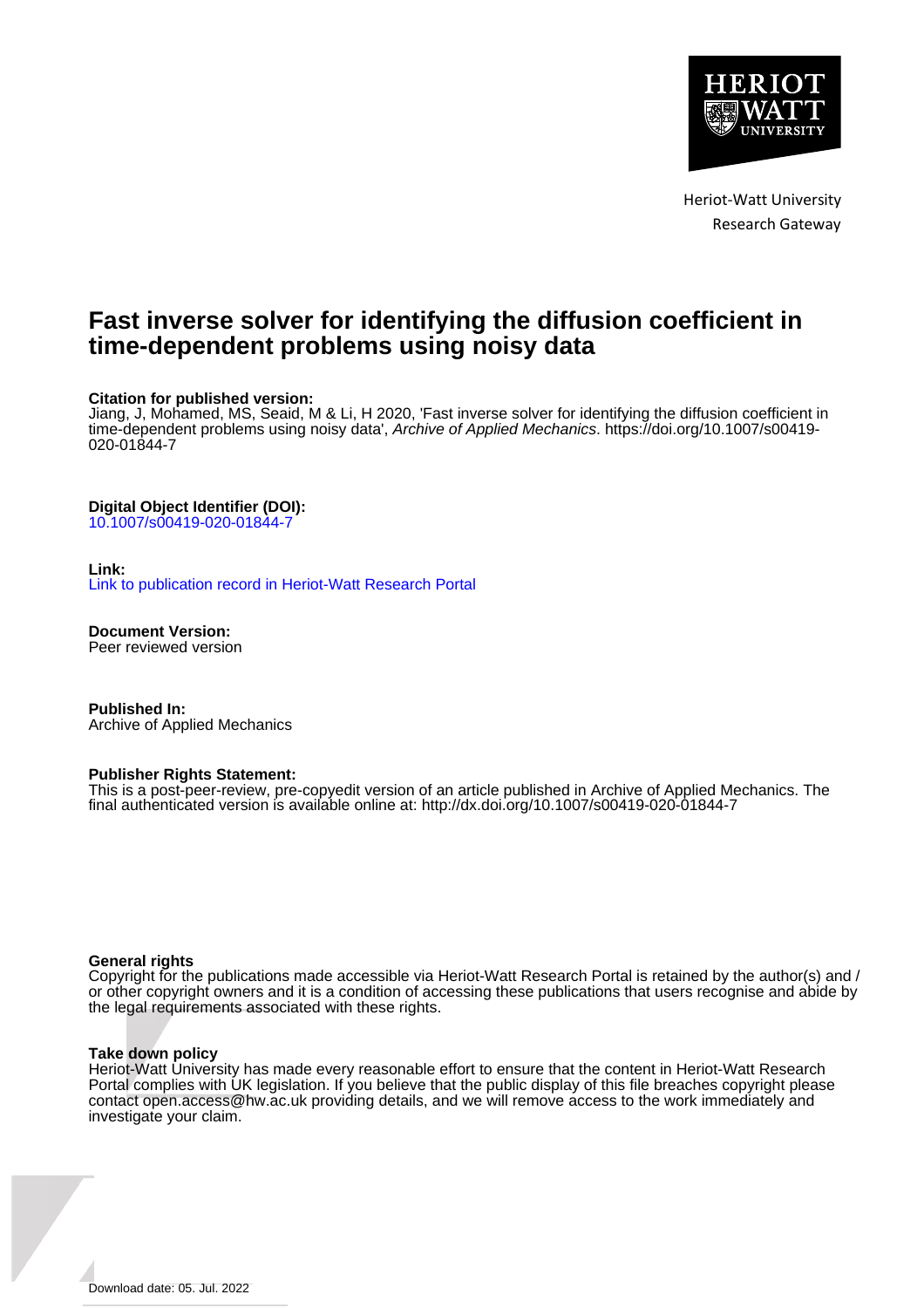Heriot-Watt University
Research Gateway

# Fast inverse solver for identifying the diffusion coefficient in time-dependent problems using noisy data

**Citation for published version:**
Jiang, J, Mohamed, MS, Seaid, M & Li, H 2020, 'Fast inverse solver for identifying the diffusion coefficient in time-dependent problems using noisy data', *Archive of Applied Mechanics*. https://doi.org/10.1007/s00419-020-01844-7

**Digital Object Identifier (DOI):**
10.1007/s00419-020-01844-7

**Link:**
Link to publication record in Heriot-Watt Research Portal

**Document Version:**
Peer reviewed version

**Published In:**
Archive of Applied Mechanics

**Publisher Rights Statement:**
This is a post-peer-review, pre-copyedit version of an article published in Archive of Applied Mechanics. The final authenticated version is available online at: http://dx.doi.org/10.1007/s00419-020-01844-7

**General rights**
Copyright for the publications made accessible via Heriot-Watt Research Portal is retained by the author(s) and / or other copyright owners and it is a condition of accessing these publications that users recognise and abide by the legal requirements associated with these rights.

**Take down policy**
Heriot-Watt University has made every reasonable effort to ensure that the content in Heriot-Watt Research Portal complies with UK legislation. If you believe that the public display of this file breaches copyright please contact open.access@hw.ac.uk providing details, and we will remove access to the work immediately and investigate your claim.

Download date: 05. Jul. 2022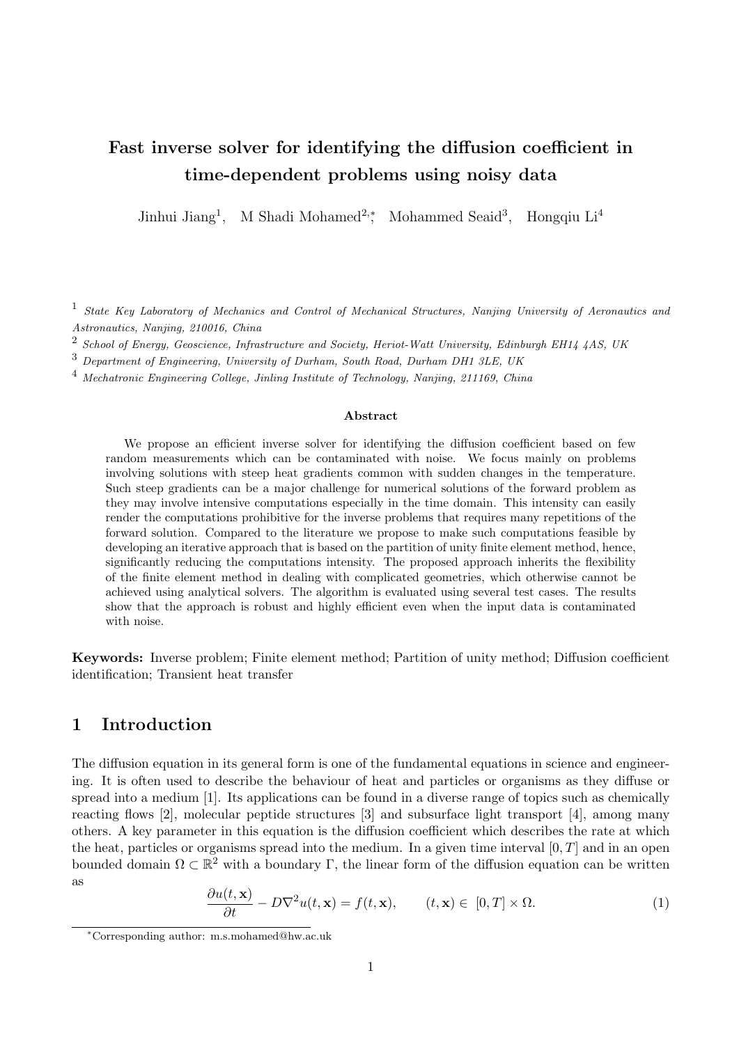# Fast inverse solver for identifying the diffusion coefficient in time-dependent problems using noisy data

Jinhui Jiang[1], M Shadi Mohamed[2,*], Mohammed Seaid[3], Hongqiu Li[4]

[1] *State Key Laboratory of Mechanics and Control of Mechanical Structures, Nanjing University of Aeronautics and Astronautics, Nanjing, 210016, China*

[2] *School of Energy, Geoscience, Infrastructure and Society, Heriot-Watt University, Edinburgh EH14 4AS, UK*

[3] *Department of Engineering, University of Durham, South Road, Durham DH1 3LE, UK*

[4] *Mechatronic Engineering College, Jinling Institute of Technology, Nanjing, 211169, China*

**Abstract**

We propose an efficient inverse solver for identifying the diffusion coefficient based on few random measurements which can be contaminated with noise. We focus mainly on problems involving solutions with steep heat gradients common with sudden changes in the temperature. Such steep gradients can be a major challenge for numerical solutions of the forward problem as they may involve intensive computations especially in the time domain. This intensity can easily render the computations prohibitive for the inverse problems that requires many repetitions of the forward solution. Compared to the literature we propose to make such computations feasible by developing an iterative approach that is based on the partition of unity finite element method, hence, significantly reducing the computations intensity. The proposed approach inherits the flexibility of the finite element method in dealing with complicated geometries, which otherwise cannot be achieved using analytical solvers. The algorithm is evaluated using several test cases. The results show that the approach is robust and highly efficient even when the input data is contaminated with noise.

**Keywords:** Inverse problem; Finite element method; Partition of unity method; Diffusion coefficient identification; Transient heat transfer

## 1 Introduction

The diffusion equation in its general form is one of the fundamental equations in science and engineering. It is often used to describe the behaviour of heat and particles or organisms as they diffuse or spread into a medium [1]. Its applications can be found in a diverse range of topics such as chemically reacting flows [2], molecular peptide structures [3] and subsurface light transport [4], among many others. A key parameter in this equation is the diffusion coefficient which describes the rate at which the heat, particles or organisms spread into the medium. In a given time interval $[0, T]$ and in an open bounded domain $\Omega \subset \mathbb{R}^2$ with a boundary $\Gamma$, the linear form of the diffusion equation can be written as

$$\frac{\partial u(t, \mathbf{x})}{\partial t} - D\nabla^2 u(t, \mathbf{x}) = f(t, \mathbf{x}), \qquad (t, \mathbf{x}) \in \ [0, T] \times \Omega. \tag{1}$$

*Corresponding author: m.s.mohamed@hw.ac.uk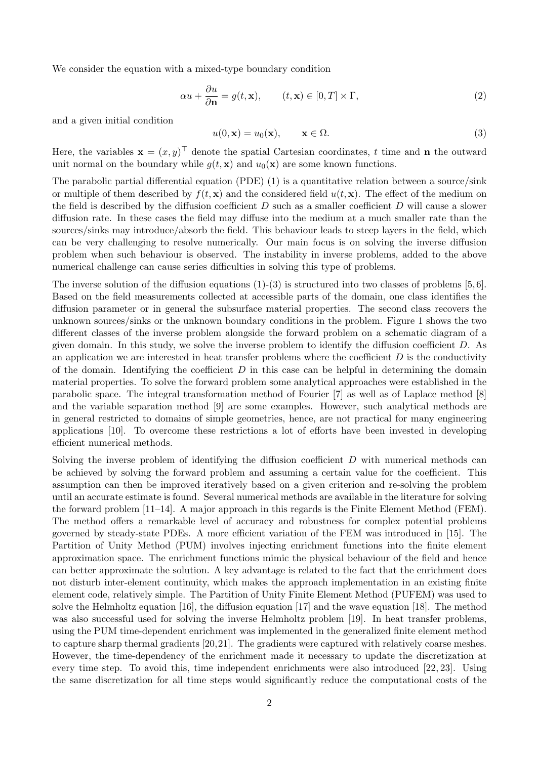We consider the equation with a mixed-type boundary condition

$$\alpha u + \frac{\partial u}{\partial \mathbf{n}} = g(t, \mathbf{x}), \qquad (t, \mathbf{x}) \in [0, T] \times \Gamma, \tag{2}$$

and a given initial condition

$$u(0, \mathbf{x}) = u_0(\mathbf{x}), \qquad \mathbf{x} \in \Omega. \tag{3}$$

Here, the variables $\mathbf{x} = (x, y)^\top$ denote the spatial Cartesian coordinates, $t$ time and $\mathbf{n}$ the outward unit normal on the boundary while $g(t, \mathbf{x})$ and $u_0(\mathbf{x})$ are some known functions.

The parabolic partial differential equation (PDE) (1) is a quantitative relation between a source/sink or multiple of them described by $f(t, \mathbf{x})$ and the considered field $u(t, \mathbf{x})$. The effect of the medium on the field is described by the diffusion coefficient $D$ such as a smaller coefficient $D$ will cause a slower diffusion rate. In these cases the field may diffuse into the medium at a much smaller rate than the sources/sinks may introduce/absorb the field. This behaviour leads to steep layers in the field, which can be very challenging to resolve numerically. Our main focus is on solving the inverse diffusion problem when such behaviour is observed. The instability in inverse problems, added to the above numerical challenge can cause series difficulties in solving this type of problems.

The inverse solution of the diffusion equations (1)-(3) is structured into two classes of problems [5,6]. Based on the field measurements collected at accessible parts of the domain, one class identifies the diffusion parameter or in general the subsurface material properties. The second class recovers the unknown sources/sinks or the unknown boundary conditions in the problem. Figure 1 shows the two different classes of the inverse problem alongside the forward problem on a schematic diagram of a given domain. In this study, we solve the inverse problem to identify the diffusion coefficient $D$. As an application we are interested in heat transfer problems where the coefficient $D$ is the conductivity of the domain. Identifying the coefficient $D$ in this case can be helpful in determining the domain material properties. To solve the forward problem some analytical approaches were established in the parabolic space. The integral transformation method of Fourier [7] as well as of Laplace method [8] and the variable separation method [9] are some examples. However, such analytical methods are in general restricted to domains of simple geometries, hence, are not practical for many engineering applications [10]. To overcome these restrictions a lot of efforts have been invested in developing efficient numerical methods.

Solving the inverse problem of identifying the diffusion coefficient $D$ with numerical methods can be achieved by solving the forward problem and assuming a certain value for the coefficient. This assumption can then be improved iteratively based on a given criterion and re-solving the problem until an accurate estimate is found. Several numerical methods are available in the literature for solving the forward problem [11–14]. A major approach in this regards is the Finite Element Method (FEM). The method offers a remarkable level of accuracy and robustness for complex potential problems governed by steady-state PDEs. A more efficient variation of the FEM was introduced in [15]. The Partition of Unity Method (PUM) involves injecting enrichment functions into the finite element approximation space. The enrichment functions mimic the physical behaviour of the field and hence can better approximate the solution. A key advantage is related to the fact that the enrichment does not disturb inter-element continuity, which makes the approach implementation in an existing finite element code, relatively simple. The Partition of Unity Finite Element Method (PUFEM) was used to solve the Helmholtz equation [16], the diffusion equation [17] and the wave equation [18]. The method was also successful used for solving the inverse Helmholtz problem [19]. In heat transfer problems, using the PUM time-dependent enrichment was implemented in the generalized finite element method to capture sharp thermal gradients [20,21]. The gradients were captured with relatively coarse meshes. However, the time-dependency of the enrichment made it necessary to update the discretization at every time step. To avoid this, time independent enrichments were also introduced [22,23]. Using the same discretization for all time steps would significantly reduce the computational costs of the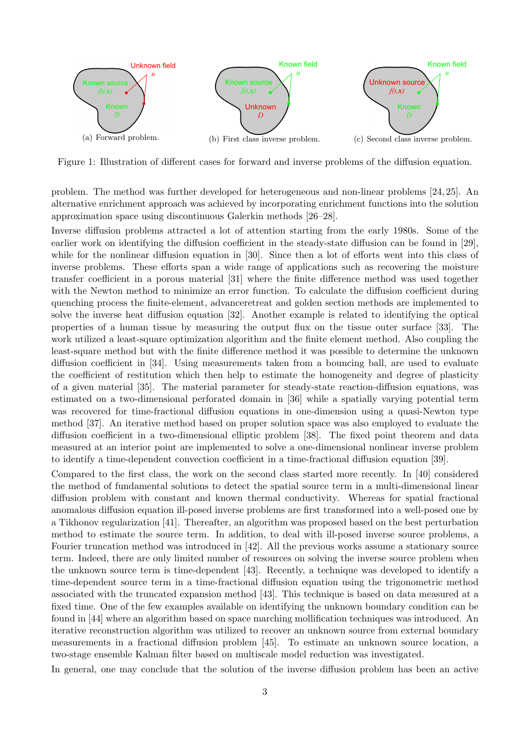(a) Forward problem.

(b) First class inverse problem.

(c) Second class inverse problem.

Figure 1: Illustration of different cases for forward and inverse problems of the diffusion equation.

problem. The method was further developed for heterogeneous and non-linear problems [24, 25]. An alternative enrichment approach was achieved by incorporating enrichment functions into the solution approximation space using discontinuous Galerkin methods [26–28].

Inverse diffusion problems attracted a lot of attention starting from the early 1980s. Some of the earlier work on identifying the diffusion coefficient in the steady-state diffusion can be found in [29], while for the nonlinear diffusion equation in [30]. Since then a lot of efforts went into this class of inverse problems. These efforts span a wide range of applications such as recovering the moisture transfer coefficient in a porous material [31] where the finite difference method was used together with the Newton method to minimize an error function. To calculate the diffusion coefficient during quenching process the finite-element, advanceretreat and golden section methods are implemented to solve the inverse heat diffusion equation [32]. Another example is related to identifying the optical properties of a human tissue by measuring the output flux on the tissue outer surface [33]. The work utilized a least-square optimization algorithm and the finite element method. Also coupling the least-square method but with the finite difference method it was possible to determine the unknown diffusion coefficient in [34]. Using measurements taken from a bouncing ball, are used to evaluate the coefficient of restitution which then help to estimate the homogeneity and degree of plasticity of a given material [35]. The material parameter for steady-state reaction-diffusion equations, was estimated on a two-dimensional perforated domain in [36] while a spatially varying potential term was recovered for time-fractional diffusion equations in one-dimension using a quasi-Newton type method [37]. An iterative method based on proper solution space was also employed to evaluate the diffusion coefficient in a two-dimensional elliptic problem [38]. The fixed point theorem and data measured at an interior point are implemented to solve a one-dimensional nonlinear inverse problem to identify a time-dependent convection coefficient in a time-fractional diffusion equation [39].

Compared to the first class, the work on the second class started more recently. In [40] considered the method of fundamental solutions to detect the spatial source term in a multi-dimensional linear diffusion problem with constant and known thermal conductivity. Whereas for spatial fractional anomalous diffusion equation ill-posed inverse problems are first transformed into a well-posed one by a Tikhonov regularization [41]. Thereafter, an algorithm was proposed based on the best perturbation method to estimate the source term. In addition, to deal with ill-posed inverse source problems, a Fourier truncation method was introduced in [42]. All the previous works assume a stationary source term. Indeed, there are only limited number of resources on solving the inverse source problem when the unknown source term is time-dependent [43]. Recently, a technique was developed to identify a time-dependent source term in a time-fractional diffusion equation using the trigonometric method associated with the truncated expansion method [43]. This technique is based on data measured at a fixed time. One of the few examples available on identifying the unknown boundary condition can be found in [44] where an algorithm based on space marching mollification techniques was introduced. An iterative reconstruction algorithm was utilized to recover an unknown source from external boundary measurements in a fractional diffusion problem [45]. To estimate an unknown source location, a two-stage ensemble Kalman filter based on multiscale model reduction was investigated.

In general, one may conclude that the solution of the inverse diffusion problem has been an active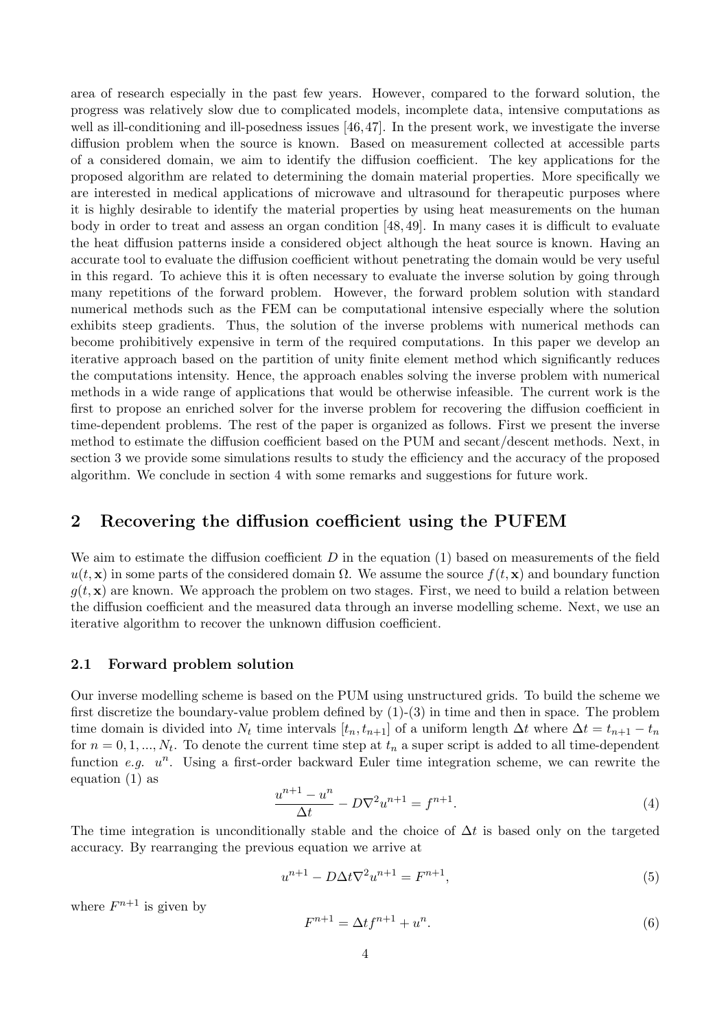area of research especially in the past few years. However, compared to the forward solution, the progress was relatively slow due to complicated models, incomplete data, intensive computations as well as ill-conditioning and ill-posedness issues [46,47]. In the present work, we investigate the inverse diffusion problem when the source is known. Based on measurement collected at accessible parts of a considered domain, we aim to identify the diffusion coefficient. The key applications for the proposed algorithm are related to determining the domain material properties. More specifically we are interested in medical applications of microwave and ultrasound for therapeutic purposes where it is highly desirable to identify the material properties by using heat measurements on the human body in order to treat and assess an organ condition [48,49]. In many cases it is difficult to evaluate the heat diffusion patterns inside a considered object although the heat source is known. Having an accurate tool to evaluate the diffusion coefficient without penetrating the domain would be very useful in this regard. To achieve this it is often necessary to evaluate the inverse solution by going through many repetitions of the forward problem. However, the forward problem solution with standard numerical methods such as the FEM can be computational intensive especially where the solution exhibits steep gradients. Thus, the solution of the inverse problems with numerical methods can become prohibitively expensive in term of the required computations. In this paper we develop an iterative approach based on the partition of unity finite element method which significantly reduces the computations intensity. Hence, the approach enables solving the inverse problem with numerical methods in a wide range of applications that would be otherwise infeasible. The current work is the first to propose an enriched solver for the inverse problem for recovering the diffusion coefficient in time-dependent problems. The rest of the paper is organized as follows. First we present the inverse method to estimate the diffusion coefficient based on the PUM and secant/descent methods. Next, in section 3 we provide some simulations results to study the efficiency and the accuracy of the proposed algorithm. We conclude in section 4 with some remarks and suggestions for future work.

## 2 Recovering the diffusion coefficient using the PUFEM

We aim to estimate the diffusion coefficient $D$ in the equation (1) based on measurements of the field $u(t, \mathbf{x})$ in some parts of the considered domain $\Omega$. We assume the source $f(t, \mathbf{x})$ and boundary function $g(t, \mathbf{x})$ are known. We approach the problem on two stages. First, we need to build a relation between the diffusion coefficient and the measured data through an inverse modelling scheme. Next, we use an iterative algorithm to recover the unknown diffusion coefficient.

### 2.1 Forward problem solution

Our inverse modelling scheme is based on the PUM using unstructured grids. To build the scheme we first discretize the boundary-value problem defined by (1)-(3) in time and then in space. The problem time domain is divided into $N_t$ time intervals $[t_n, t_{n+1}]$ of a uniform length $\Delta t$ where $\Delta t = t_{n+1} - t_n$ for $n = 0, 1, ..., N_t$. To denote the current time step at $t_n$ a super script is added to all time-dependent function *e.g.* $u^n$. Using a first-order backward Euler time integration scheme, we can rewrite the equation (1) as

$$\frac{u^{n+1} - u^n}{\Delta t} - D\nabla^2 u^{n+1} = f^{n+1}. \tag{4}$$

The time integration is unconditionally stable and the choice of $\Delta t$ is based only on the targeted accuracy. By rearranging the previous equation we arrive at

$$u^{n+1} - D\Delta t \nabla^2 u^{n+1} = F^{n+1}, \tag{5}$$

where $F^{n+1}$ is given by

$$F^{n+1} = \Delta t f^{n+1} + u^n. \tag{6}$$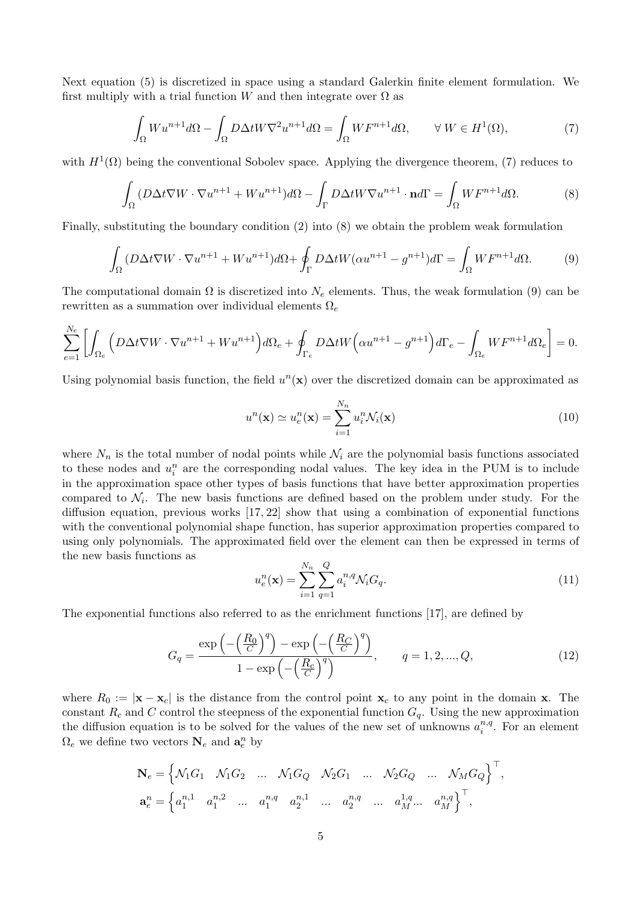Next equation (5) is discretized in space using a standard Galerkin finite element formulation. We first multiply with a trial function $W$ and then integrate over $\Omega$ as

$$\int_\Omega W u^{n+1} d\Omega - \int_\Omega D\Delta t W \nabla^2 u^{n+1} d\Omega = \int_\Omega W F^{n+1} d\Omega, \qquad \forall\, W \in H^1(\Omega), \tag{7}$$

with $H^1(\Omega)$ being the conventional Sobolev space. Applying the divergence theorem, (7) reduces to

$$\int_\Omega (D\Delta t \nabla W \cdot \nabla u^{n+1} + W u^{n+1}) d\Omega - \int_\Gamma D\Delta t W \nabla u^{n+1} \cdot \mathbf{n} d\Gamma = \int_\Omega W F^{n+1} d\Omega. \tag{8}$$

Finally, substituting the boundary condition (2) into (8) we obtain the problem weak formulation

$$\int_\Omega (D\Delta t \nabla W \cdot \nabla u^{n+1} + W u^{n+1}) d\Omega + \oint_\Gamma D\Delta t W (\alpha u^{n+1} - g^{n+1}) d\Gamma = \int_\Omega W F^{n+1} d\Omega. \tag{9}$$

The computational domain $\Omega$ is discretized into $N_e$ elements. Thus, the weak formulation (9) can be rewritten as a summation over individual elements $\Omega_e$

$$\sum_{e=1}^{N_e} \left[ \int_{\Omega_e} \Big( D\Delta t \nabla W \cdot \nabla u^{n+1} + W u^{n+1} \Big) d\Omega_e + \oint_{\Gamma_e} D\Delta t W \Big( \alpha u^{n+1} - g^{n+1} \Big) d\Gamma_e - \int_{\Omega_e} W F^{n+1} d\Omega_e \right] = 0.$$

Using polynomial basis function, the field $u^n(\mathbf{x})$ over the discretized domain can be approximated as

$$u^n(\mathbf{x}) \simeq u_e^n(\mathbf{x}) = \sum_{i=1}^{N_n} u_i^n \mathcal{N}_i(\mathbf{x}) \tag{10}$$

where $N_n$ is the total number of nodal points while $\mathcal{N}_i$ are the polynomial basis functions associated to these nodes and $u_i^n$ are the corresponding nodal values. The key idea in the PUM is to include in the approximation space other types of basis functions that have better approximation properties compared to $\mathcal{N}_i$. The new basis functions are defined based on the problem under study. For the diffusion equation, previous works [17, 22] show that using a combination of exponential functions with the conventional polynomial shape function, has superior approximation properties compared to using only polynomials. The approximated field over the element can then be expressed in terms of the new basis functions as

$$u_e^n(\mathbf{x}) = \sum_{i=1}^{N_n} \sum_{q=1}^{Q} a_i^{n,q} \mathcal{N}_i G_q. \tag{11}$$

The exponential functions also referred to as the enrichment functions [17], are defined by

$$G_q = \frac{\exp\left(-\left(\frac{R_0}{C}\right)^q\right) - \exp\left(-\left(\frac{R_C}{C}\right)^q\right)}{1 - \exp\left(-\left(\frac{R_c}{C}\right)^q\right)}, \qquad q = 1, 2, ..., Q, \tag{12}$$

where $R_0 := |\mathbf{x} - \mathbf{x}_c|$ is the distance from the control point $\mathbf{x}_c$ to any point in the domain $\mathbf{x}$. The constant $R_c$ and $C$ control the steepness of the exponential function $G_q$. Using the new approximation the diffusion equation is to be solved for the values of the new set of unknowns $a_i^{n,q}$. For an element $\Omega_e$ we define two vectors $\mathbf{N}_e$ and $\mathbf{a}_e^n$ by

$$\mathbf{N}_e = \Big\{ \mathcal{N}_1 G_1 \quad \mathcal{N}_1 G_2 \quad ... \quad \mathcal{N}_1 G_Q \quad \mathcal{N}_2 G_1 \quad ... \quad \mathcal{N}_2 G_Q \quad ... \quad \mathcal{N}_M G_Q \Big\}^\top,$$

$$\mathbf{a}_e^n = \Big\{ a_1^{n,1} \quad a_1^{n,2} \quad ... \quad a_1^{n,q} \quad a_2^{n,1} \quad ... \quad a_2^{n,q} \quad ... \quad a_M^{1,q} ... \quad a_M^{n,q} \Big\}^\top,$$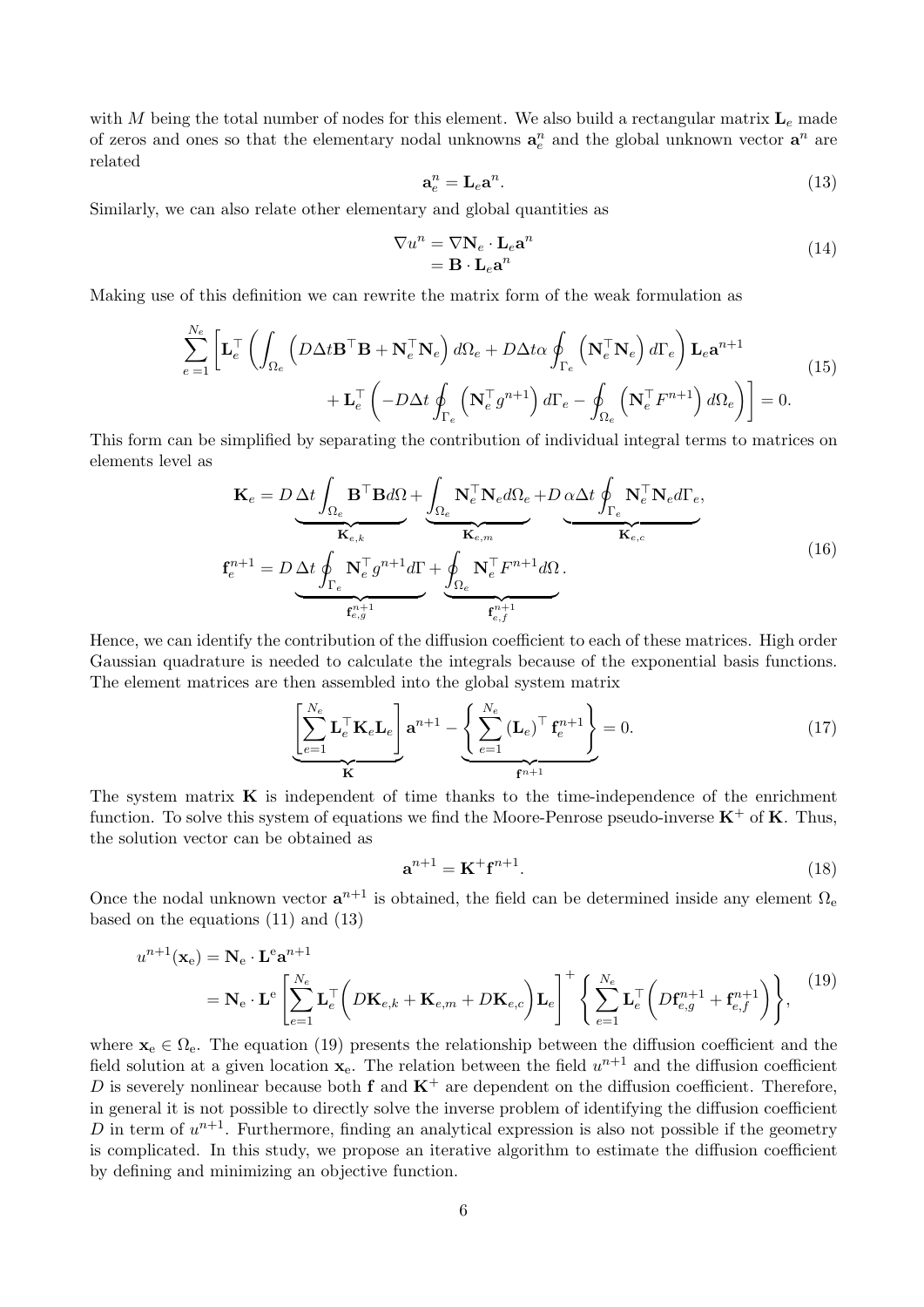with $M$ being the total number of nodes for this element. We also build a rectangular matrix $\mathbf{L}_e$ made of zeros and ones so that the elementary nodal unknowns $\mathbf{a}_e^n$ and the global unknown vector $\mathbf{a}^n$ are related

$$
\mathbf{a}_e^n = \mathbf{L}_e \mathbf{a}^n. \tag{13}
$$

Similarly, we can also relate other elementary and global quantities as

$$
\begin{aligned}
\nabla u^n &= \nabla \mathbf{N}_e \cdot \mathbf{L}_e \mathbf{a}^n \\
&= \mathbf{B} \cdot \mathbf{L}_e \mathbf{a}^n
\end{aligned} \tag{14}
$$

Making use of this definition we can rewrite the matrix form of the weak formulation as

$$
\begin{aligned}
\sum_{e=1}^{N_e} \Bigg[ \mathbf{L}_e^\top \left( \int_{\Omega_e} \left( D\Delta t \mathbf{B}^\top \mathbf{B} + \mathbf{N}_e^\top \mathbf{N}_e \right) d\Omega_e + D\Delta t \alpha \oint_{\Gamma_e} \left( \mathbf{N}_e^\top \mathbf{N}_e \right) d\Gamma_e \right) \mathbf{L}_e \mathbf{a}^{n+1} \\
+ \mathbf{L}_e^\top \left( -D\Delta t \oint_{\Gamma_e} \left( \mathbf{N}_e^\top g^{n+1} \right) d\Gamma_e - \oint_{\Omega_e} \left( \mathbf{N}_e^\top F^{n+1} \right) d\Omega_e \right) \Bigg] = 0.
\end{aligned} \tag{15}
$$

This form can be simplified by separating the contribution of individual integral terms to matrices on elements level as

$$
\begin{aligned}
\mathbf{K}_e &= D \underbrace{\Delta t \int_{\Omega_e} \mathbf{B}^\top \mathbf{B} d\Omega}_{\mathbf{K}_{e,k}} + \underbrace{\int_{\Omega_e} \mathbf{N}_e^\top \mathbf{N}_e d\Omega_e}_{\mathbf{K}_{e,m}} + D \underbrace{\alpha \Delta t \oint_{\Gamma_e} \mathbf{N}_e^\top \mathbf{N}_e d\Gamma_e}_{\mathbf{K}_{e,c}}, \\
\mathbf{f}_e^{n+1} &= D \underbrace{\Delta t \oint_{\Gamma_e} \mathbf{N}_e^\top g^{n+1} d\Gamma}_{\mathbf{f}_{e,g}^{n+1}} + \underbrace{\oint_{\Omega_e} \mathbf{N}_e^\top F^{n+1} d\Omega}_{\mathbf{f}_{e,f}^{n+1}}.
\end{aligned} \tag{16}
$$

Hence, we can identify the contribution of the diffusion coefficient to each of these matrices. High order Gaussian quadrature is needed to calculate the integrals because of the exponential basis functions. The element matrices are then assembled into the global system matrix

$$
\underbrace{\left[ \sum_{e=1}^{N_e} \mathbf{L}_e^\top \mathbf{K}_e \mathbf{L}_e \right]}_{\mathbf{K}} \mathbf{a}^{n+1} - \underbrace{\left\{ \sum_{e=1}^{N_e} \left( \mathbf{L}_e \right)^\top \mathbf{f}_e^{n+1} \right\}}_{\mathbf{f}^{n+1}} = 0. \tag{17}
$$

The system matrix $\mathbf{K}$ is independent of time thanks to the time-independence of the enrichment function. To solve this system of equations we find the Moore-Penrose pseudo-inverse $\mathbf{K}^+$ of $\mathbf{K}$. Thus, the solution vector can be obtained as

$$
\mathbf{a}^{n+1} = \mathbf{K}^+ \mathbf{f}^{n+1}. \tag{18}
$$

Once the nodal unknown vector $\mathbf{a}^{n+1}$ is obtained, the field can be determined inside any element $\Omega_e$ based on the equations (11) and (13)

$$
\begin{aligned}
u^{n+1}(\mathbf{x}_e) &= \mathbf{N}_e \cdot \mathbf{L}^e \mathbf{a}^{n+1} \\
&= \mathbf{N}_e \cdot \mathbf{L}^e \left[ \sum_{e=1}^{N_e} \mathbf{L}_e^\top \Big( D\mathbf{K}_{e,k} + \mathbf{K}_{e,m} + D\mathbf{K}_{e,c} \Big) \mathbf{L}_e \right]^+ \left\{ \sum_{e=1}^{N_e} \mathbf{L}_e^\top \Big( D\mathbf{f}_{e,g}^{n+1} + \mathbf{f}_{e,f}^{n+1} \Big) \right\},
\end{aligned} \tag{19}
$$

where $\mathbf{x}_e \in \Omega_e$. The equation (19) presents the relationship between the diffusion coefficient and the field solution at a given location $\mathbf{x}_e$. The relation between the field $u^{n+1}$ and the diffusion coefficient $D$ is severely nonlinear because both $\mathbf{f}$ and $\mathbf{K}^+$ are dependent on the diffusion coefficient. Therefore, in general it is not possible to directly solve the inverse problem of identifying the diffusion coefficient $D$ in term of $u^{n+1}$. Furthermore, finding an analytical expression is also not possible if the geometry is complicated. In this study, we propose an iterative algorithm to estimate the diffusion coefficient by defining and minimizing an objective function.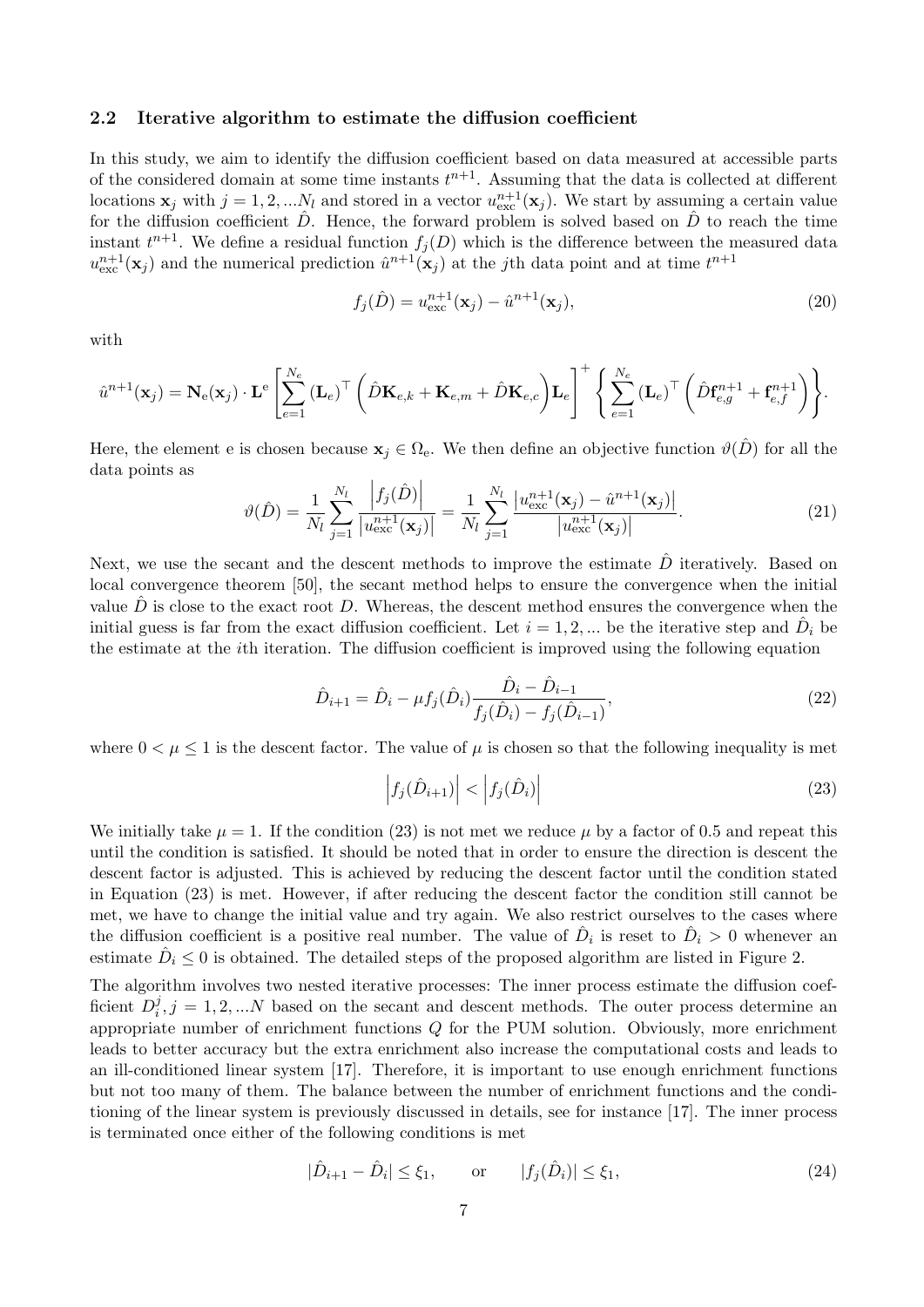### 2.2 Iterative algorithm to estimate the diffusion coefficient

In this study, we aim to identify the diffusion coefficient based on data measured at accessible parts of the considered domain at some time instants $t^{n+1}$. Assuming that the data is collected at different locations $\mathbf{x}_j$ with $j = 1, 2, ...N_l$ and stored in a vector $u^{n+1}_{\text{exc}}(\mathbf{x}_j)$. We start by assuming a certain value for the diffusion coefficient $\hat{D}$. Hence, the forward problem is solved based on $\hat{D}$ to reach the time instant $t^{n+1}$. We define a residual function $f_j(D)$ which is the difference between the measured data $u^{n+1}_{\text{exc}}(\mathbf{x}_j)$ and the numerical prediction $\hat{u}^{n+1}(\mathbf{x}_j)$ at the $j$th data point and at time $t^{n+1}$

$$f_j(\hat{D}) = u^{n+1}_{\text{exc}}(\mathbf{x}_j) - \hat{u}^{n+1}(\mathbf{x}_j), \tag{20}$$

with

$$\hat{u}^{n+1}(\mathbf{x}_j) = \mathbf{N}_{\text{e}}(\mathbf{x}_j) \cdot \mathbf{L}^{\text{e}} \left[ \sum_{e=1}^{N_e} (\mathbf{L}_e)^\top \left( \hat{D}\mathbf{K}_{e,k} + \mathbf{K}_{e,m} + \hat{D}\mathbf{K}_{e,c} \right) \mathbf{L}_e \right]^+ \left\{ \sum_{e=1}^{N_e} (\mathbf{L}_e)^\top \left( \hat{D}\mathbf{f}^{n+1}_{e,g} + \mathbf{f}^{n+1}_{e,f} \right) \right\}.$$

Here, the element e is chosen because $\mathbf{x}_j \in \Omega_{\text{e}}$. We then define an objective function $\vartheta(\hat{D})$ for all the data points as

$$\vartheta(\hat{D}) = \frac{1}{N_l} \sum_{j=1}^{N_l} \frac{\left| f_j(\hat{D}) \right|}{\left| u^{n+1}_{\text{exc}}(\mathbf{x}_j) \right|} = \frac{1}{N_l} \sum_{j=1}^{N_l} \frac{\left| u^{n+1}_{\text{exc}}(\mathbf{x}_j) - \hat{u}^{n+1}(\mathbf{x}_j) \right|}{\left| u^{n+1}_{\text{exc}}(\mathbf{x}_j) \right|}. \tag{21}$$

Next, we use the secant and the descent methods to improve the estimate $\hat{D}$ iteratively. Based on local convergence theorem [50], the secant method helps to ensure the convergence when the initial value $\hat{D}$ is close to the exact root $D$. Whereas, the descent method ensures the convergence when the initial guess is far from the exact diffusion coefficient. Let $i = 1, 2, ...$ be the iterative step and $\hat{D}_i$ be the estimate at the $i$th iteration. The diffusion coefficient is improved using the following equation

$$\hat{D}_{i+1} = \hat{D}_i - \mu f_j(\hat{D}_i) \frac{\hat{D}_i - \hat{D}_{i-1}}{f_j(\hat{D}_i) - f_j(\hat{D}_{i-1})}, \tag{22}$$

where $0 < \mu \leq 1$ is the descent factor. The value of $\mu$ is chosen so that the following inequality is met

$$\left| f_j(\hat{D}_{i+1}) \right| < \left| f_j(\hat{D}_i) \right| \tag{23}$$

We initially take $\mu = 1$. If the condition (23) is not met we reduce $\mu$ by a factor of 0.5 and repeat this until the condition is satisfied. It should be noted that in order to ensure the direction is descent the descent factor is adjusted. This is achieved by reducing the descent factor until the condition stated in Equation (23) is met. However, if after reducing the descent factor the condition still cannot be met, we have to change the initial value and try again. We also restrict ourselves to the cases where the diffusion coefficient is a positive real number. The value of $\hat{D}_i$ is reset to $\hat{D}_i > 0$ whenever an estimate $\hat{D}_i \leq 0$ is obtained. The detailed steps of the proposed algorithm are listed in Figure 2.

The algorithm involves two nested iterative processes: The inner process estimate the diffusion coefficient $D^j_i, j = 1, 2, ...N$ based on the secant and descent methods. The outer process determine an appropriate number of enrichment functions $Q$ for the PUM solution. Obviously, more enrichment leads to better accuracy but the extra enrichment also increase the computational costs and leads to an ill-conditioned linear system [17]. Therefore, it is important to use enough enrichment functions but not too many of them. The balance between the number of enrichment functions and the conditioning of the linear system is previously discussed in details, see for instance [17]. The inner process is terminated once either of the following conditions is met

$$|\hat{D}_{i+1} - \hat{D}_i| \leq \xi_1, \qquad \text{or} \qquad |f_j(\hat{D}_i)| \leq \xi_1, \tag{24}$$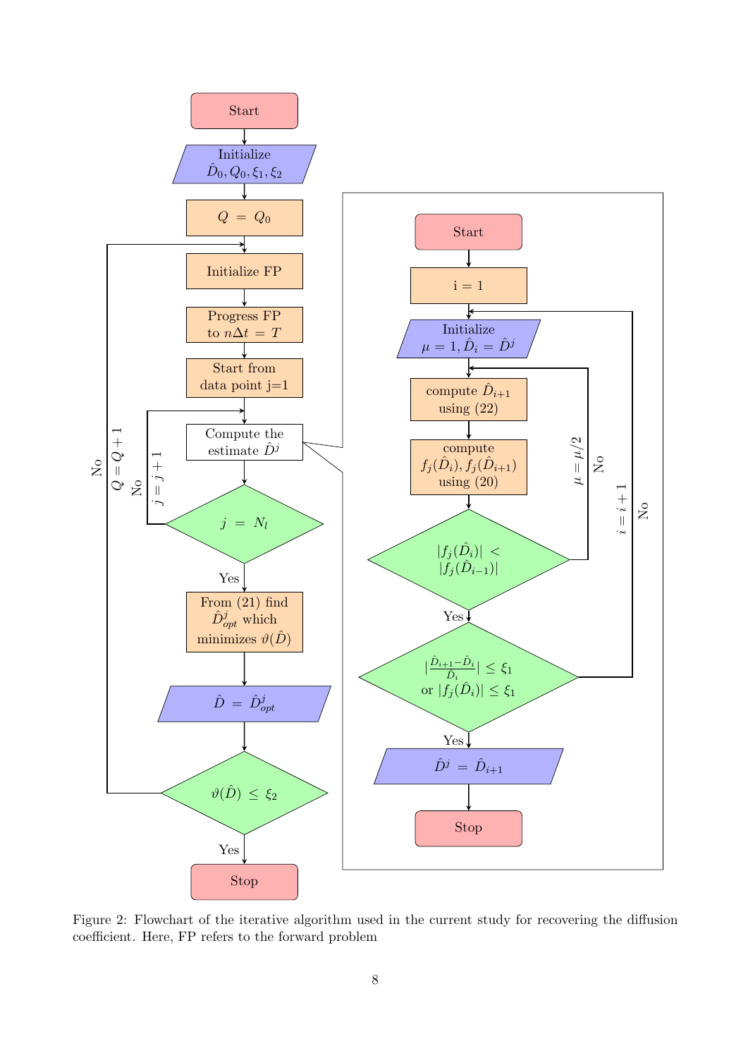Figure 2: Flowchart of the iterative algorithm used in the current study for recovering the diffusion coefficient. Here, FP refers to the forward problem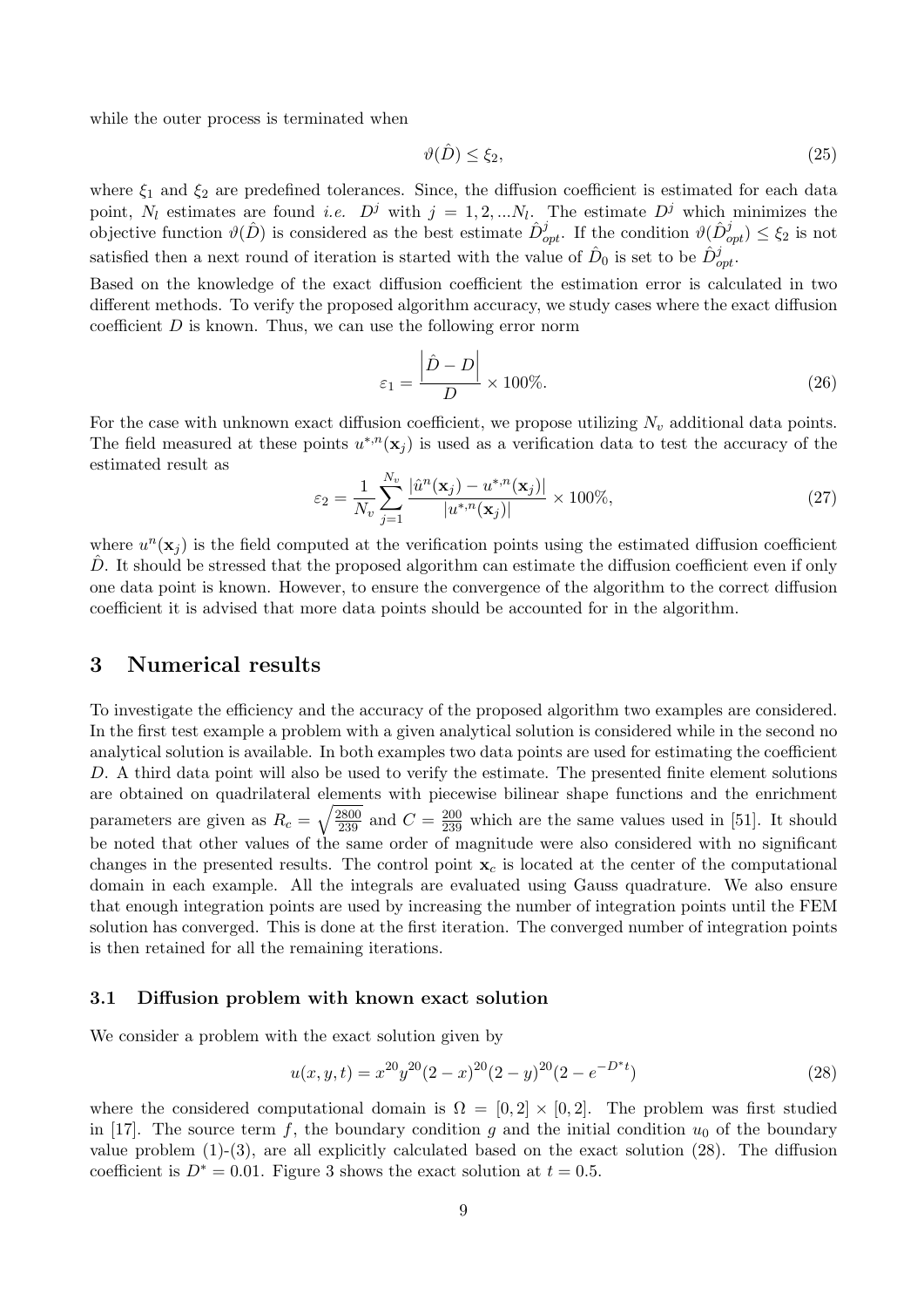while the outer process is terminated when

$$\vartheta(\hat{D}) \leq \xi_2, \tag{25}$$

where $\xi_1$ and $\xi_2$ are predefined tolerances. Since, the diffusion coefficient is estimated for each data point, $N_l$ estimates are found *i.e.* $D^j$ with $j = 1, 2, ...N_l$. The estimate $D^j$ which minimizes the objective function $\vartheta(\hat{D})$ is considered as the best estimate $\hat{D}^j_{opt}$. If the condition $\vartheta(\hat{D}^j_{opt}) \leq \xi_2$ is not satisfied then a next round of iteration is started with the value of $\hat{D}_0$ is set to be $\hat{D}^j_{opt}$.

Based on the knowledge of the exact diffusion coefficient the estimation error is calculated in two different methods. To verify the proposed algorithm accuracy, we study cases where the exact diffusion coefficient $D$ is known. Thus, we can use the following error norm

$$\varepsilon_1 = \frac{\left|\hat{D} - D\right|}{D} \times 100\%. \tag{26}$$

For the case with unknown exact diffusion coefficient, we propose utilizing $N_v$ additional data points. The field measured at these points $u^{*,n}(\mathbf{x}_j)$ is used as a verification data to test the accuracy of the estimated result as

$$\varepsilon_2 = \frac{1}{N_v} \sum_{j=1}^{N_v} \frac{|\hat{u}^n(\mathbf{x}_j) - u^{*,n}(\mathbf{x}_j)|}{|u^{*,n}(\mathbf{x}_j)|} \times 100\%, \tag{27}$$

where $u^n(\mathbf{x}_j)$ is the field computed at the verification points using the estimated diffusion coefficient $\hat{D}$. It should be stressed that the proposed algorithm can estimate the diffusion coefficient even if only one data point is known. However, to ensure the convergence of the algorithm to the correct diffusion coefficient it is advised that more data points should be accounted for in the algorithm.

## 3 Numerical results

To investigate the efficiency and the accuracy of the proposed algorithm two examples are considered. In the first test example a problem with a given analytical solution is considered while in the second no analytical solution is available. In both examples two data points are used for estimating the coefficient $D$. A third data point will also be used to verify the estimate. The presented finite element solutions are obtained on quadrilateral elements with piecewise bilinear shape functions and the enrichment parameters are given as $R_c = \sqrt{\frac{2800}{239}}$ and $C = \frac{200}{239}$ which are the same values used in [51]. It should be noted that other values of the same order of magnitude were also considered with no significant changes in the presented results. The control point $\mathbf{x}_c$ is located at the center of the computational domain in each example. All the integrals are evaluated using Gauss quadrature. We also ensure that enough integration points are used by increasing the number of integration points until the FEM solution has converged. This is done at the first iteration. The converged number of integration points is then retained for all the remaining iterations.

### 3.1 Diffusion problem with known exact solution

We consider a problem with the exact solution given by

$$u(x, y, t) = x^{20}y^{20}(2 - x)^{20}(2 - y)^{20}(2 - e^{-D^*t}) \tag{28}$$

where the considered computational domain is $\Omega = [0, 2] \times [0, 2]$. The problem was first studied in [17]. The source term $f$, the boundary condition $g$ and the initial condition $u_0$ of the boundary value problem (1)-(3), are all explicitly calculated based on the exact solution (28). The diffusion coefficient is $D^* = 0.01$. Figure 3 shows the exact solution at $t = 0.5$.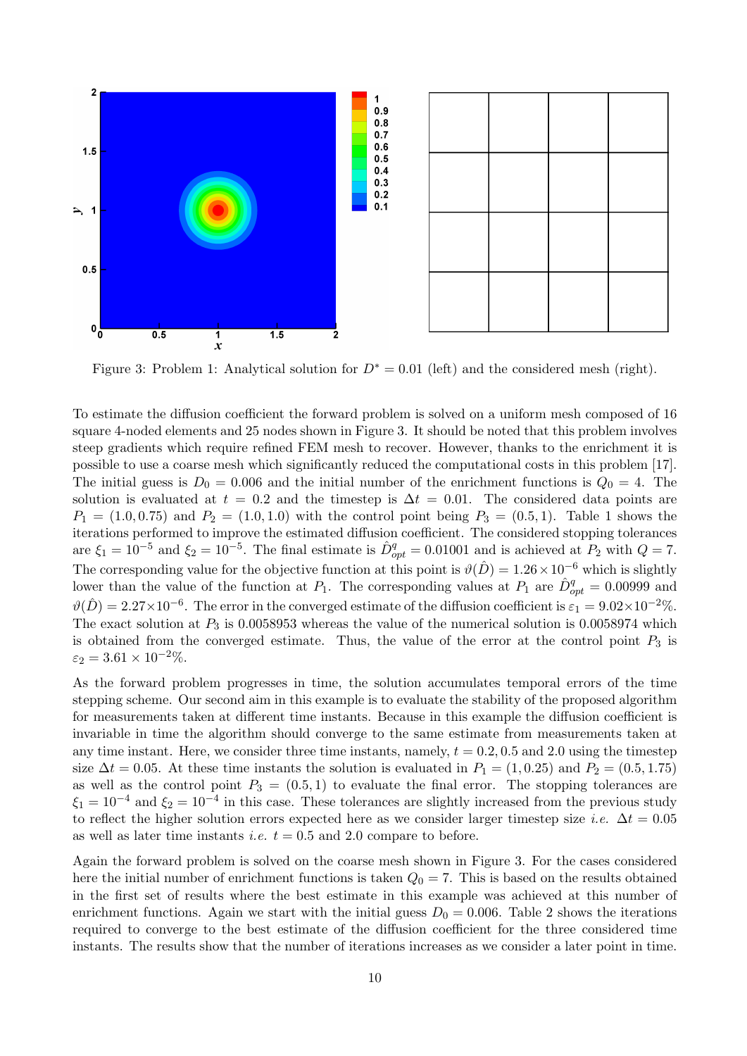Figure 3: Problem 1: Analytical solution for $D^* = 0.01$ (left) and the considered mesh (right).

To estimate the diffusion coefficient the forward problem is solved on a uniform mesh composed of 16 square 4-noded elements and 25 nodes shown in Figure 3. It should be noted that this problem involves steep gradients which require refined FEM mesh to recover. However, thanks to the enrichment it is possible to use a coarse mesh which significantly reduced the computational costs in this problem [17]. The initial guess is $D_0 = 0.006$ and the initial number of the enrichment functions is $Q_0 = 4$. The solution is evaluated at $t = 0.2$ and the timestep is $\Delta t = 0.01$. The considered data points are $P_1 = (1.0, 0.75)$ and $P_2 = (1.0, 1.0)$ with the control point being $P_3 = (0.5, 1)$. Table 1 shows the iterations performed to improve the estimated diffusion coefficient. The considered stopping tolerances are $\xi_1 = 10^{-5}$ and $\xi_2 = 10^{-5}$. The final estimate is $\hat{D}^q_{opt} = 0.01001$ and is achieved at $P_2$ with $Q = 7$. The corresponding value for the objective function at this point is $\vartheta(\hat{D}) = 1.26 \times 10^{-6}$ which is slightly lower than the value of the function at $P_1$. The corresponding values at $P_1$ are $\hat{D}^q_{opt} = 0.00999$ and $\vartheta(\hat{D}) = 2.27 \times 10^{-6}$. The error in the converged estimate of the diffusion coefficient is $\varepsilon_1 = 9.02 \times 10^{-2}\%$. The exact solution at $P_3$ is 0.0058953 whereas the value of the numerical solution is 0.0058974 which is obtained from the converged estimate. Thus, the value of the error at the control point $P_3$ is $\varepsilon_2 = 3.61 \times 10^{-2}\%$.

As the forward problem progresses in time, the solution accumulates temporal errors of the time stepping scheme. Our second aim in this example is to evaluate the stability of the proposed algorithm for measurements taken at different time instants. Because in this example the diffusion coefficient is invariable in time the algorithm should converge to the same estimate from measurements taken at any time instant. Here, we consider three time instants, namely, $t = 0.2, 0.5$ and $2.0$ using the timestep size $\Delta t = 0.05$. At these time instants the solution is evaluated in $P_1 = (1, 0.25)$ and $P_2 = (0.5, 1.75)$ as well as the control point $P_3 = (0.5, 1)$ to evaluate the final error. The stopping tolerances are $\xi_1 = 10^{-4}$ and $\xi_2 = 10^{-4}$ in this case. These tolerances are slightly increased from the previous study to reflect the higher solution errors expected here as we consider larger timestep size *i.e.* $\Delta t = 0.05$ as well as later time instants *i.e.* $t = 0.5$ and $2.0$ compare to before.

Again the forward problem is solved on the coarse mesh shown in Figure 3. For the cases considered here the initial number of enrichment functions is taken $Q_0 = 7$. This is based on the results obtained in the first set of results where the best estimate in this example was achieved at this number of enrichment functions. Again we start with the initial guess $D_0 = 0.006$. Table 2 shows the iterations required to converge to the best estimate of the diffusion coefficient for the three considered time instants. The results show that the number of iterations increases as we consider a later point in time.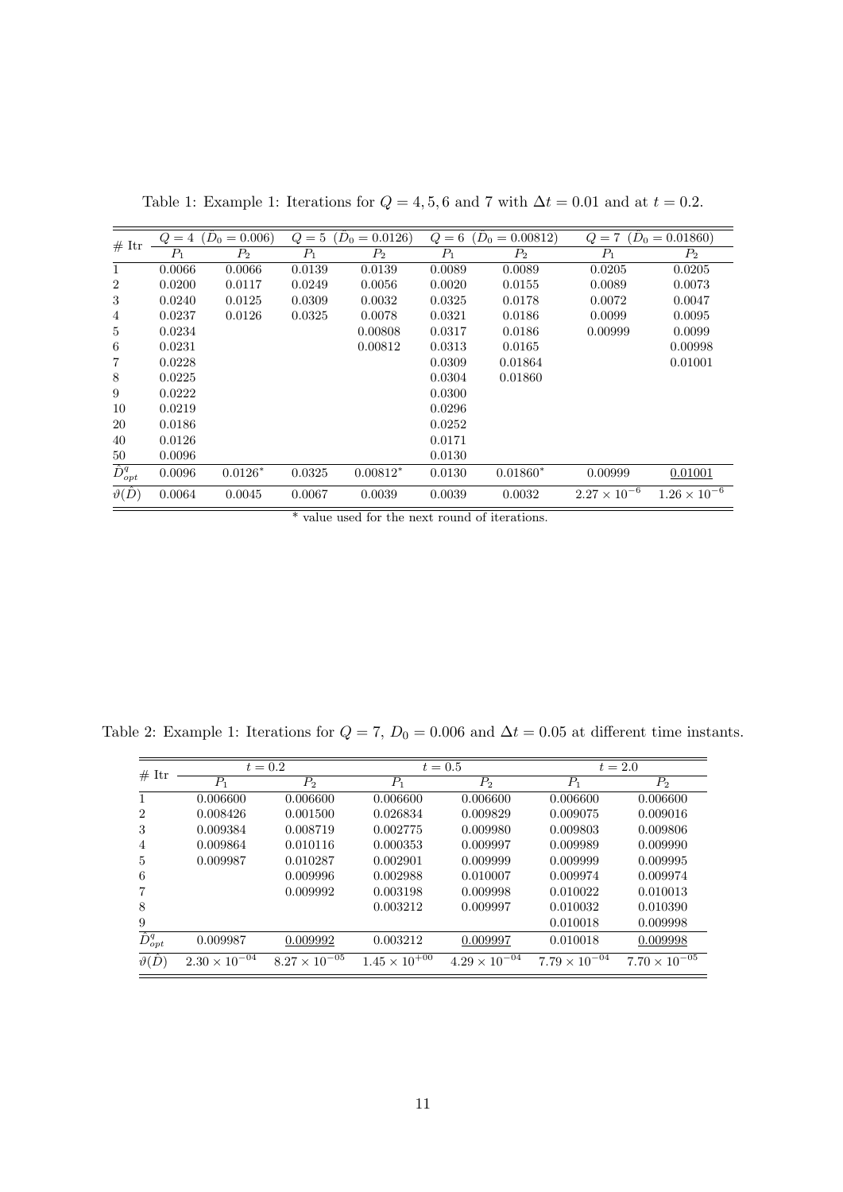Table 1: Example 1: Iterations for $Q = 4, 5, 6$ and $7$ with $\Delta t = 0.01$ and at $t = 0.2$.

| # Itr | $Q=4$ $(\hat{D}_0 = 0.006)$ | | $Q=5$ $(\hat{D}_0 = 0.0126)$ | | $Q=6$ $(\hat{D}_0 = 0.00812)$ | | $Q=7$ $(\hat{D}_0 = 0.01860)$ | |
|---|---|---|---|---|---|---|---|---|
| | $P_1$ | $P_2$ | $P_1$ | $P_2$ | $P_1$ | $P_2$ | $P_1$ | $P_2$ |
| 1 | 0.0066 | 0.0066 | 0.0139 | 0.0139 | 0.0089 | 0.0089 | 0.0205 | 0.0205 |
| 2 | 0.0200 | 0.0117 | 0.0249 | 0.0056 | 0.0020 | 0.0155 | 0.0089 | 0.0073 |
| 3 | 0.0240 | 0.0125 | 0.0309 | 0.0032 | 0.0325 | 0.0178 | 0.0072 | 0.0047 |
| 4 | 0.0237 | 0.0126 | 0.0325 | 0.0078 | 0.0321 | 0.0186 | 0.0099 | 0.0095 |
| 5 | 0.0234 | | | 0.00808 | 0.0317 | 0.0186 | 0.00999 | 0.0099 |
| 6 | 0.0231 | | | 0.00812 | 0.0313 | 0.0165 | | 0.00998 |
| 7 | 0.0228 | | | | 0.0309 | 0.01864 | | 0.01001 |
| 8 | 0.0225 | | | | 0.0304 | 0.01860 | | |
| 9 | 0.0222 | | | | 0.0300 | | | |
| 10 | 0.0219 | | | | 0.0296 | | | |
| 20 | 0.0186 | | | | 0.0252 | | | |
| 40 | 0.0126 | | | | 0.0171 | | | |
| 50 | 0.0096 | | | | 0.0130 | | | |
| $\hat{D}^q_{opt}$ | 0.0096 | $0.0126^*$ | 0.0325 | $0.00812^*$ | 0.0130 | $0.01860^*$ | 0.00999 | <u>0.01001</u> |
| $\vartheta(\hat{D})$ | 0.0064 | 0.0045 | 0.0067 | 0.0039 | 0.0039 | 0.0032 | $2.27 \times 10^{-6}$ | $1.26 \times 10^{-6}$ |

\* value used for the next round of iterations.

Table 2: Example 1: Iterations for $Q = 7$, $D_0 = 0.006$ and $\Delta t = 0.05$ at different time instants.

| # Itr | $t = 0.2$ | | $t = 0.5$ | | $t = 2.0$ | |
|---|---|---|---|---|---|---|
| | $P_1$ | $P_2$ | $P_1$ | $P_2$ | $P_1$ | $P_2$ |
| 1 | 0.006600 | 0.006600 | 0.006600 | 0.006600 | 0.006600 | 0.006600 |
| 2 | 0.008426 | 0.001500 | 0.026834 | 0.009829 | 0.009075 | 0.009016 |
| 3 | 0.009384 | 0.008719 | 0.002775 | 0.009980 | 0.009803 | 0.009806 |
| 4 | 0.009864 | 0.010116 | 0.000353 | 0.009997 | 0.009989 | 0.009990 |
| 5 | 0.009987 | 0.010287 | 0.002901 | 0.009999 | 0.009999 | 0.009995 |
| 6 | | 0.009996 | 0.002988 | 0.010007 | 0.009974 | 0.009974 |
| 7 | | 0.009992 | 0.003198 | 0.009998 | 0.010022 | 0.010013 |
| 8 | | | 0.003212 | 0.009997 | 0.010032 | 0.010390 |
| 9 | | | | | 0.010018 | 0.009998 |
| $\hat{D}^q_{opt}$ | 0.009987 | <u>0.009992</u> | 0.003212 | <u>0.009997</u> | 0.010018 | <u>0.009998</u> |
| $\vartheta(\hat{D})$ | $2.30 \times 10^{-04}$ | $8.27 \times 10^{-05}$ | $1.45 \times 10^{+00}$ | $4.29 \times 10^{-04}$ | $7.79 \times 10^{-04}$ | $7.70 \times 10^{-05}$ |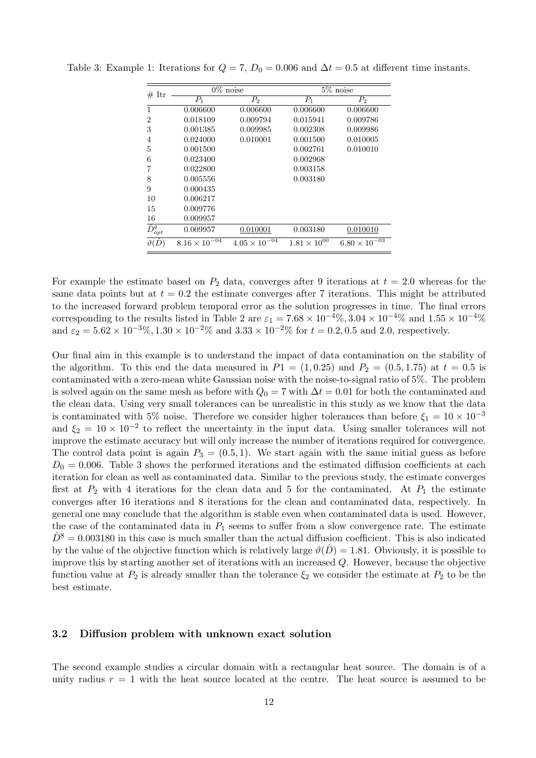Table 3: Example 1: Iterations for $Q = 7$, $D_0 = 0.006$ and $\Delta t = 0.5$ at different time instants.

| # Itr | 0% noise | | 5% noise | |
|---|---|---|---|---|
| | $P_1$ | $P_2$ | $P_1$ | $P_2$ |
| 1 | 0.006600 | 0.006600 | 0.006600 | 0.006600 |
| 2 | 0.018109 | 0.009794 | 0.015941 | 0.009786 |
| 3 | 0.001385 | 0.009985 | 0.002308 | 0.009986 |
| 4 | 0.024000 | 0.010001 | 0.001500 | 0.010005 |
| 5 | 0.001500 | | 0.002761 | 0.010010 |
| 6 | 0.023400 | | 0.002968 | |
| 7 | 0.022800 | | 0.003158 | |
| 8 | 0.005556 | | 0.003180 | |
| 9 | 0.000435 | | | |
| 10 | 0.006217 | | | |
| 15 | 0.009776 | | | |
| 16 | 0.009957 | | | |
| $\hat{D}^q_{opt}$ | 0.009957 | <u>0.010001</u> | 0.003180 | <u>0.010010</u> |
| $\vartheta(\hat{D})$ | $8.16 \times 10^{-04}$ | $4.05 \times 10^{-04}$ | $1.81 \times 10^{00}$ | $6.80 \times 10^{-03}$ |

For example the estimate based on $P_2$ data, converges after 9 iterations at $t = 2.0$ whereas for the same data points but at $t = 0.2$ the estimate converges after 7 iterations. This might be attributed to the increased forward problem temporal error as the solution progresses in time. The final errors corresponding to the results listed in Table 2 are $\varepsilon_1 = 7.68 \times 10^{-4}\%, 3.04 \times 10^{-4}\%$ and $1.55 \times 10^{-4}\%$ and $\varepsilon_2 = 5.62 \times 10^{-3}\%, 1.30 \times 10^{-2}\%$ and $3.33 \times 10^{-2}\%$ for $t = 0.2, 0.5$ and $2.0$, respectively.

Our final aim in this example is to understand the impact of data contamination on the stability of the algorithm. To this end the data measured in $P1 = (1, 0.25)$ and $P_2 = (0.5, 1.75)$ at $t = 0.5$ is contaminated with a zero-mean white Gaussian noise with the noise-to-signal ratio of 5%. The problem is solved again on the same mesh as before with $Q_0 = 7$ with $\Delta t = 0.01$ for both the contaminated and the clean data. Using very small tolerances can be unrealistic in this study as we know that the data is contaminated with 5% noise. Therefore we consider higher tolerances than before $\xi_1 = 10 \times 10^{-3}$ and $\xi_2 = 10 \times 10^{-2}$ to reflect the uncertainty in the input data. Using smaller tolerances will not improve the estimate accuracy but will only increase the number of iterations required for convergence. The control data point is again $P_3 = (0.5, 1)$. We start again with the same initial guess as before $D_0 = 0.006$. Table 3 shows the performed iterations and the estimated diffusion coefficients at each iteration for clean as well as contaminated data. Similar to the previous study, the estimate converges first at $P_2$ with 4 iterations for the clean data and 5 for the contaminated. At $P_1$ the estimate converges after 16 iterations and 8 iterations for the clean and contaminated data, respectively. In general one may conclude that the algorithm is stable even when contaminated data is used. However, the case of the contaminated data in $P_1$ seems to suffer from a slow convergence rate. The estimate $\hat{D}^8 = 0.003180$ in this case is much smaller than the actual diffusion coefficient. This is also indicated by the value of the objective function which is relatively large $\vartheta(\hat{D}) = 1.81$. Obviously, it is possible to improve this by starting another set of iterations with an increased $Q$. However, because the objective function value at $P_2$ is already smaller than the tolerance $\xi_2$ we consider the estimate at $P_2$ to be the best estimate.

### 3.2 Diffusion problem with unknown exact solution

The second example studies a circular domain with a rectangular heat source. The domain is of a unity radius $r = 1$ with the heat source located at the centre. The heat source is assumed to be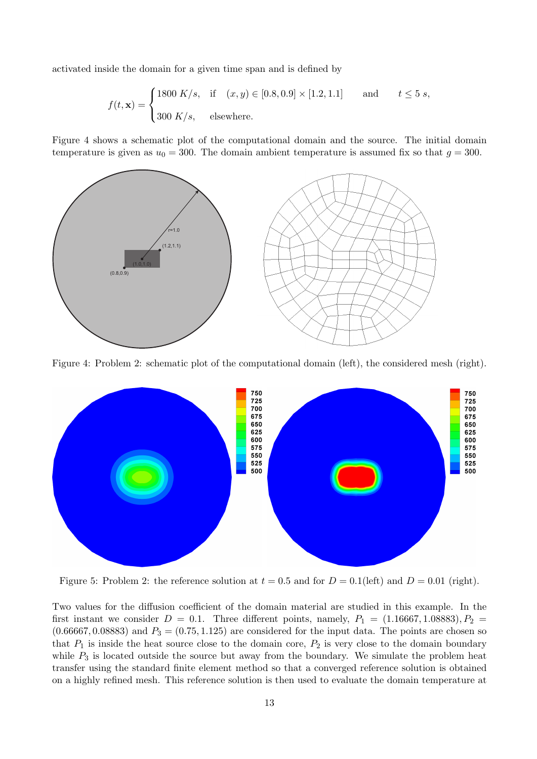activated inside the domain for a given time span and is defined by

$$f(t, \mathbf{x}) = \begin{cases} 1800\ K/s, & \text{if} \quad (x, y) \in [0.8, 0.9] \times [1.2, 1.1] \qquad \text{and} \qquad t \leq 5\ s, \\ 300\ K/s, & \text{elsewhere.} \end{cases}$$

Figure 4 shows a schematic plot of the computational domain and the source. The initial domain temperature is given as $u_0 = 300$. The domain ambient temperature is assumed fix so that $g = 300$.

Figure 4: Problem 2: schematic plot of the computational domain (left), the considered mesh (right).

Figure 5: Problem 2: the reference solution at $t = 0.5$ and for $D = 0.1$(left) and $D = 0.01$ (right).

Two values for the diffusion coefficient of the domain material are studied in this example. In the first instant we consider $D = 0.1$. Three different points, namely, $P_1 = (1.16667, 1.08883), P_2 = (0.66667, 0.08883)$ and $P_3 = (0.75, 1.125)$ are considered for the input data. The points are chosen so that $P_1$ is inside the heat source close to the domain core, $P_2$ is very close to the domain boundary while $P_3$ is located outside the source but away from the boundary. We simulate the problem heat transfer using the standard finite element method so that a converged reference solution is obtained on a highly refined mesh. This reference solution is then used to evaluate the domain temperature at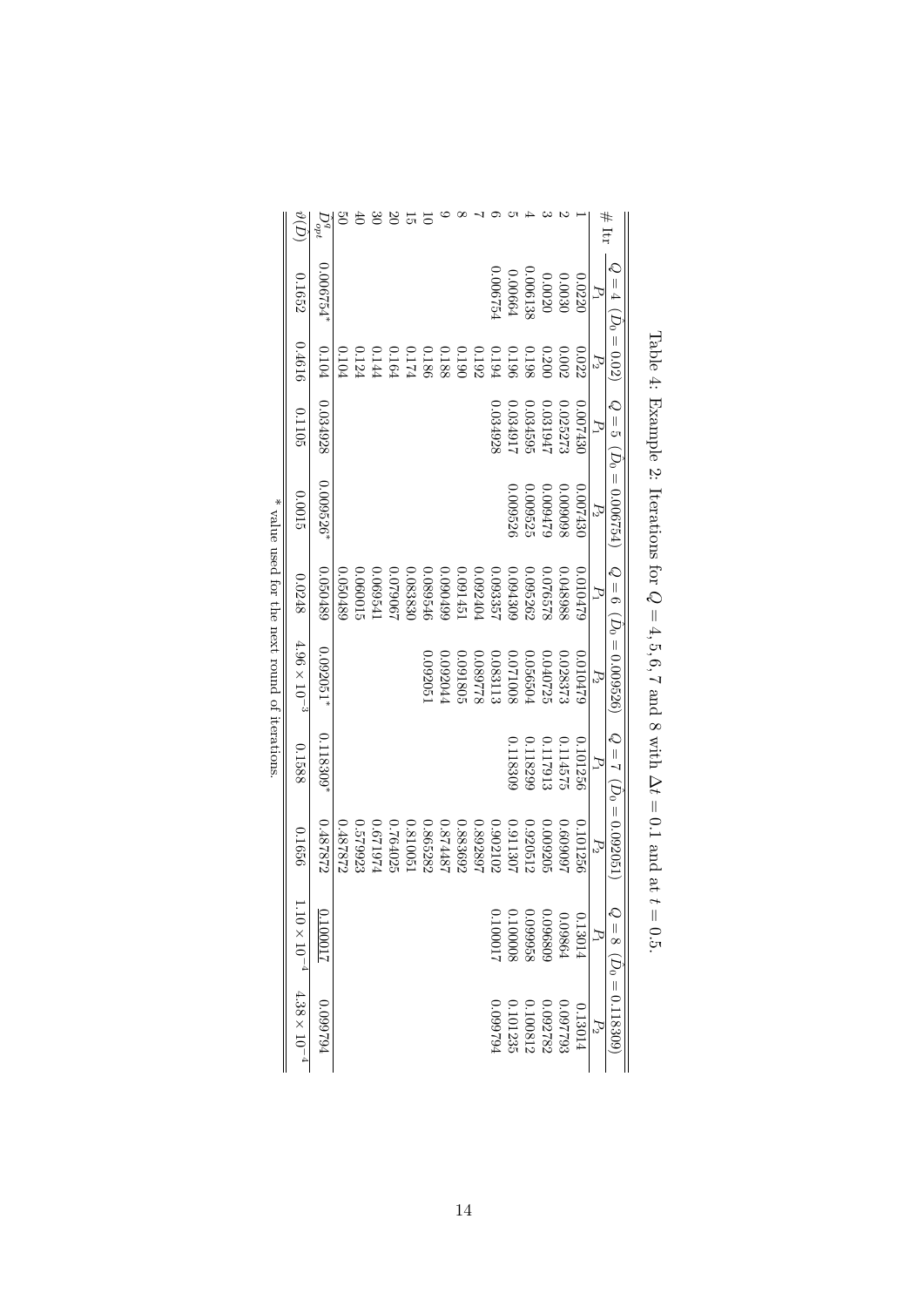Table 4: Example 2: Iterations for $Q = 4, 5, 6, 7$ and $8$ with $\Delta t = 0.1$ and at $t = 0.5$.

| # Itr | $Q=4$ ($\hat{D}_0 = 0.02$) | | $Q=5$ ($\hat{D}_0 = 0.006754$) | | $Q=6$ ($\hat{D}_0 = 0.009526$) | | $Q=7$ ($\hat{D}_0 = 0.092051$) | | $Q=8$ ($\hat{D}_0 = 0.118309$) | |
|---|---|---|---|---|---|---|---|---|---|---|
| | $P_1$ | $P_2$ | $P_1$ | $P_2$ | $P_1$ | $P_2$ | $P_1$ | $P_2$ | $P_1$ | $P_2$ |
| 1 | 0.0220 | 0.022 | 0.007430 | 0.007430 | 0.010479 | 0.010479 | 0.101256 | 0.101256 | 0.13014 | 0.13014 |
| 2 | 0.0030 | 0.002 | 0.025273 | 0.009098 | 0.048988 | 0.028373 | 0.114575 | 0.609097 | 0.09864 | 0.097793 |
| 3 | 0.0020 | 0.200 | 0.031947 | 0.009479 | 0.076578 | 0.040725 | 0.117913 | 0.009205 | 0.096809 | 0.092782 |
| 4 | 0.006138 | 0.198 | 0.034595 | 0.009525 | 0.095262 | 0.056504 | 0.118299 | 0.920512 | 0.099958 | 0.100812 |
| 5 | 0.00664 | 0.196 | 0.034917 | 0.009525 | 0.094309 | 0.071008 | 0.118309 | 0.911307 | 0.100008 | 0.101235 |
| 6 | 0.006754 | 0.194 | 0.034928 | 0.009526 | 0.093357 | 0.083113 | | 0.902102 | 0.100017 | 0.099794 |
| 7 | | 0.192 | | | 0.092404 | 0.089778 | | 0.892897 | | |
| 8 | | 0.190 | | | 0.091451 | 0.091805 | | 0.883692 | | |
| 9 | | 0.188 | | | 0.090499 | 0.092044 | | 0.874487 | | |
| 10 | | 0.186 | | | 0.089546 | 0.092051 | | 0.865282 | | |
| 15 | | 0.174 | | | 0.083830 | | | 0.81051 | | |
| 20 | | 0.164 | | | 0.079067 | | | 0.764025 | | |
| 30 | | 0.144 | | | 0.069541 | | | 0.671974 | | |
| 40 | | 0.124 | | | 0.060015 | | | 0.579923 | | |
| 50 | | 0.104 | | | 0.050489 | | | 0.487872 | | |
| $D^q_{opt}$ | 0.006754* | 0.104 | 0.034928 | 0.009526* | 0.050489 | 0.092051* | 0.118309* | 0.487872 | <u>0.100017</u> | 0.099794 |
| $\partial(D)$ | 0.1652 | 0.4616 | 0.1105 | 0.0015 | 0.0248 | $4.96 \times 10^{-3}$ | 0.1588 | 0.1656 | $1.10 \times 10^{-4}$ | $4.38 \times 10^{-4}$ |

* value used for the next round of iterations.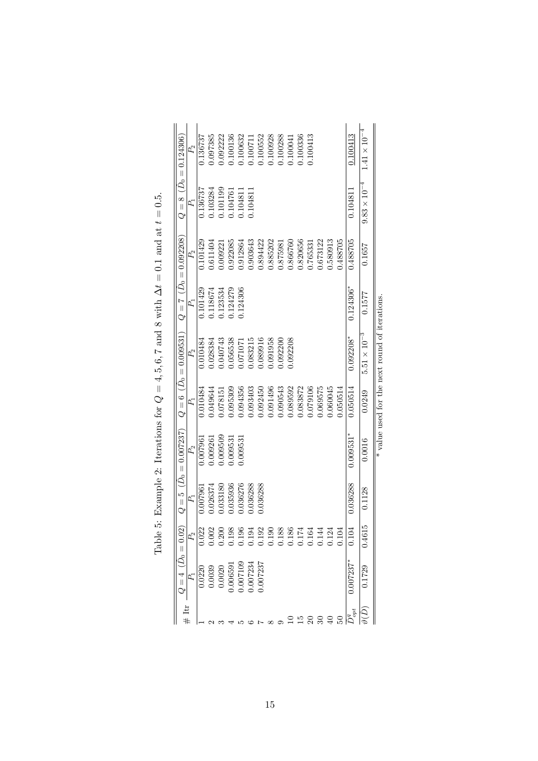Table 5: Example 2: Iterations for $Q = 4, 5, 6, 7$ and 8 with $\Delta t = 0.1$ and at $t = 0.5$.

| # Itr | $Q = 4$ ($\hat{D}_0 = 0.02$) | | $Q = 5$ ($\hat{D}_0 = 0.007237$) | | $Q = 6$ ($\hat{D}_0 = 0.009531$) | | $Q = 7$ ($\hat{D}_0 = 0.092208$) | | $Q = 8$ ($\hat{D}_0 = 0.124306$) | |
|---|---|---|---|---|---|---|---|---|---|---|
| | $P_1$ | $P_2$ | $P_1$ | $P_2$ | $P_1$ | $P_2$ | $P_1$ | $P_2$ | $P_1$ | $P_2$ |
| 1 | 0.0220 | 0.022 | 0.007961 | 0.007961 | 0.010484 | 0.010484 | 0.101429 | 0.101429 | 0.136737 | 0.136737 |
| 2 | 0.0039 | 0.002 | 0.026374 | 0.009261 | 0.049644 | 0.028384 | 0.118674 | 0.611404 | 0.103284 | 0.097385 |
| 3 | 0.0020 | 0.200 | 0.033180 | 0.009509 | 0.078151 | 0.040743 | 0.123534 | 0.009221 | 0.101199 | 0.092222 |
| 4 | 0.006591 | 0.198 | 0.035936 | 0.009531 | 0.095309 | 0.056538 | 0.124279 | 0.922085 | 0.104761 | 0.100136 |
| 5 | 0.007109 | 0.196 | 0.036276 | 0.009531 | 0.094356 | 0.071071 | 0.124306 | 0.912864 | 0.104811 | 0.100632 |
| 6 | 0.007234 | 0.194 | 0.036288 | | 0.093403 | 0.083215 | | 0.903643 | 0.104811 | 0.100711 |
| 7 | 0.007237 | 0.192 | 0.036288 | | 0.092450 | 0.089916 | | 0.894422 | | 0.100552 |
| 8 | | 0.190 | | | 0.091496 | 0.091958 | | 0.885202 | | 0.100928 |
| 9 | | 0.188 | | | 0.090543 | 0.092200 | | 0.875981 | | 0.100288 |
| 10 | | 0.186 | | | 0.089592 | 0.092208 | | 0.866760 | | 0.100041 |
| 15 | | 0.174 | | | 0.083872 | | | 0.820656 | | 0.100336 |
| 20 | | 0.164 | | | 0.079106 | | | 0.765331 | | 0.100413 |
| 30 | | 0.144 | | | 0.069575 | | | 0.673122 | | |
| 40 | | 0.124 | | | 0.060045 | | | 0.580913 | | |
| 50 | | 0.104 | | | 0.050514 | | | 0.488705 | | |
| $\hat{D}^q_{opt}$ | 0.007237* | 0.104 | 0.036288 | 0.009531* | 0.050514 | 0.092208* | 0.124306* | 0.488705 | 0.104811 | 0.100413 |
| $\vartheta(\hat{D})$ | 0.1729 | 0.4615 | 0.1128 | 0.0016 | 0.0249 | $5.51 \times 10^{-3}$ | 0.1577 | 0.1657 | $9.83 \times 10^{-4}$ | $1.41 \times 10^{-4}$ |

\* value used for the next round of iterations.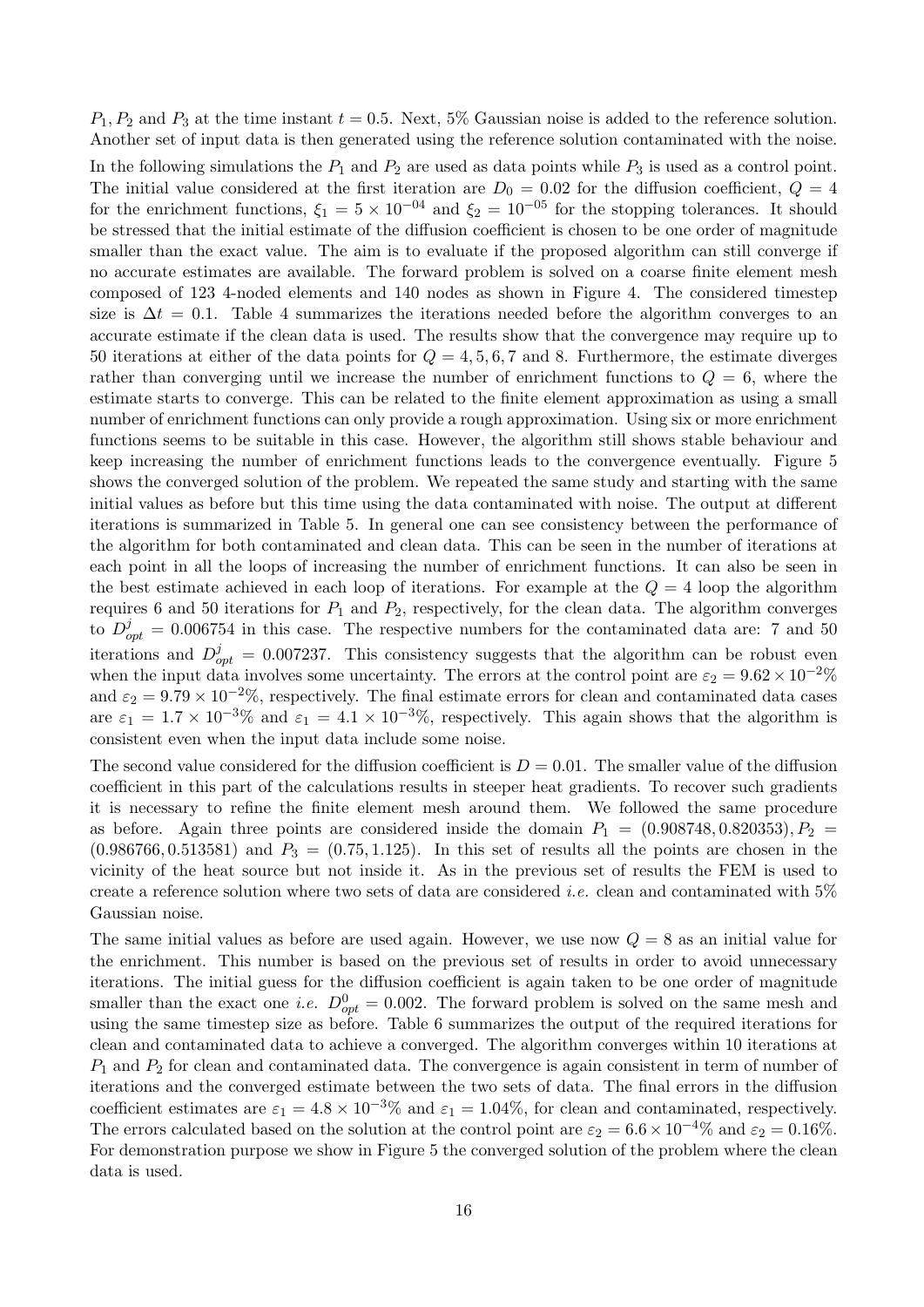$P_1, P_2$ and $P_3$ at the time instant $t = 0.5$. Next, 5% Gaussian noise is added to the reference solution. Another set of input data is then generated using the reference solution contaminated with the noise.

In the following simulations the $P_1$ and $P_2$ are used as data points while $P_3$ is used as a control point. The initial value considered at the first iteration are $D_0 = 0.02$ for the diffusion coefficient, $Q = 4$ for the enrichment functions, $\xi_1 = 5 \times 10^{-04}$ and $\xi_2 = 10^{-05}$ for the stopping tolerances. It should be stressed that the initial estimate of the diffusion coefficient is chosen to be one order of magnitude smaller than the exact value. The aim is to evaluate if the proposed algorithm can still converge if no accurate estimates are available. The forward problem is solved on a coarse finite element mesh composed of 123 4-noded elements and 140 nodes as shown in Figure 4. The considered timestep size is $\Delta t = 0.1$. Table 4 summarizes the iterations needed before the algorithm converges to an accurate estimate if the clean data is used. The results show that the convergence may require up to 50 iterations at either of the data points for $Q = 4, 5, 6, 7$ and 8. Furthermore, the estimate diverges rather than converging until we increase the number of enrichment functions to $Q = 6$, where the estimate starts to converge. This can be related to the finite element approximation as using a small number of enrichment functions can only provide a rough approximation. Using six or more enrichment functions seems to be suitable in this case. However, the algorithm still shows stable behaviour and keep increasing the number of enrichment functions leads to the convergence eventually. Figure 5 shows the converged solution of the problem. We repeated the same study and starting with the same initial values as before but this time using the data contaminated with noise. The output at different iterations is summarized in Table 5. In general one can see consistency between the performance of the algorithm for both contaminated and clean data. This can be seen in the number of iterations at each point in all the loops of increasing the number of enrichment functions. It can also be seen in the best estimate achieved in each loop of iterations. For example at the $Q = 4$ loop the algorithm requires 6 and 50 iterations for $P_1$ and $P_2$, respectively, for the clean data. The algorithm converges to $D^j_{opt} = 0.006754$ in this case. The respective numbers for the contaminated data are: 7 and 50 iterations and $D^j_{opt} = 0.007237$. This consistency suggests that the algorithm can be robust even when the input data involves some uncertainty. The errors at the control point are $\varepsilon_2 = 9.62 \times 10^{-2}\%$ and $\varepsilon_2 = 9.79 \times 10^{-2}\%$, respectively. The final estimate errors for clean and contaminated data cases are $\varepsilon_1 = 1.7 \times 10^{-3}\%$ and $\varepsilon_1 = 4.1 \times 10^{-3}\%$, respectively. This again shows that the algorithm is consistent even when the input data include some noise.

The second value considered for the diffusion coefficient is $D = 0.01$. The smaller value of the diffusion coefficient in this part of the calculations results in steeper heat gradients. To recover such gradients it is necessary to refine the finite element mesh around them. We followed the same procedure as before. Again three points are considered inside the domain $P_1 = (0.908748, 0.820353), P_2 = (0.986766, 0.513581)$ and $P_3 = (0.75, 1.125)$. In this set of results all the points are chosen in the vicinity of the heat source but not inside it. As in the previous set of results the FEM is used to create a reference solution where two sets of data are considered *i.e.* clean and contaminated with 5% Gaussian noise.

The same initial values as before are used again. However, we use now $Q = 8$ as an initial value for the enrichment. This number is based on the previous set of results in order to avoid unnecessary iterations. The initial guess for the diffusion coefficient is again taken to be one order of magnitude smaller than the exact one *i.e.* $D^0_{opt} = 0.002$. The forward problem is solved on the same mesh and using the same timestep size as before. Table 6 summarizes the output of the required iterations for clean and contaminated data to achieve a converged. The algorithm converges within 10 iterations at $P_1$ and $P_2$ for clean and contaminated data. The convergence is again consistent in term of number of iterations and the converged estimate between the two sets of data. The final errors in the diffusion coefficient estimates are $\varepsilon_1 = 4.8 \times 10^{-3}\%$ and $\varepsilon_1 = 1.04\%$, for clean and contaminated, respectively. The errors calculated based on the solution at the control point are $\varepsilon_2 = 6.6 \times 10^{-4}\%$ and $\varepsilon_2 = 0.16\%$. For demonstration purpose we show in Figure 5 the converged solution of the problem where the clean data is used.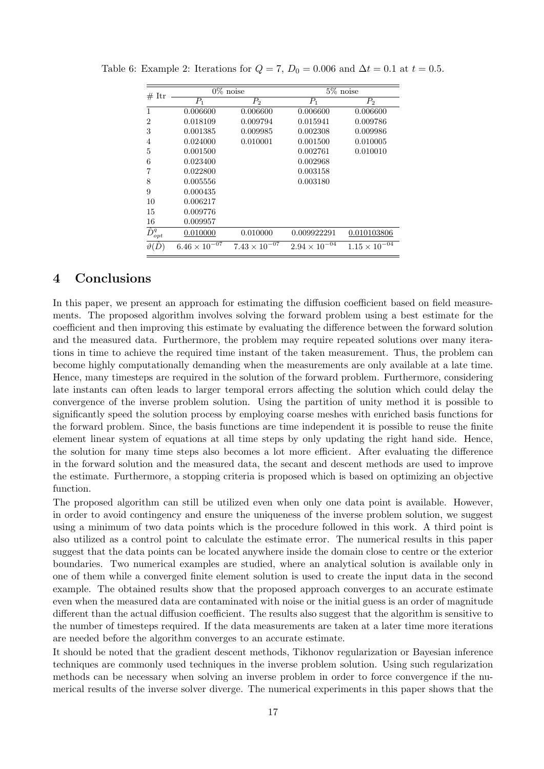Table 6: Example 2: Iterations for $Q = 7$, $D_0 = 0.006$ and $\Delta t = 0.1$ at $t = 0.5$.

| # Itr | 0% noise | | 5% noise | |
|---|---|---|---|---|
| | $P_1$ | $P_2$ | $P_1$ | $P_2$ |
| 1 | 0.006600 | 0.006600 | 0.006600 | 0.006600 |
| 2 | 0.018109 | 0.009794 | 0.015941 | 0.009786 |
| 3 | 0.001385 | 0.009985 | 0.002308 | 0.009986 |
| 4 | 0.024000 | 0.010001 | 0.001500 | 0.010005 |
| 5 | 0.001500 | | 0.002761 | 0.010010 |
| 6 | 0.023400 | | 0.002968 | |
| 7 | 0.022800 | | 0.003158 | |
| 8 | 0.005556 | | 0.003180 | |
| 9 | 0.000435 | | | |
| 10 | 0.006217 | | | |
| 15 | 0.009776 | | | |
| 16 | 0.009957 | | | |
| $\hat{D}^{q}_{opt}$ | 0.010000 | 0.010000 | 0.009922291 | 0.010103806 |
| $\vartheta(\hat{D})$ | $6.46 \times 10^{-07}$ | $7.43 \times 10^{-07}$ | $2.94 \times 10^{-04}$ | $1.15 \times 10^{-04}$ |

# 4 Conclusions

In this paper, we present an approach for estimating the diffusion coefficient based on field measurements. The proposed algorithm involves solving the forward problem using a best estimate for the coefficient and then improving this estimate by evaluating the difference between the forward solution and the measured data. Furthermore, the problem may require repeated solutions over many iterations in time to achieve the required time instant of the taken measurement. Thus, the problem can become highly computationally demanding when the measurements are only available at a late time. Hence, many timesteps are required in the solution of the forward problem. Furthermore, considering late instants can often leads to larger temporal errors affecting the solution which could delay the convergence of the inverse problem solution. Using the partition of unity method it is possible to significantly speed the solution process by employing coarse meshes with enriched basis functions for the forward problem. Since, the basis functions are time independent it is possible to reuse the finite element linear system of equations at all time steps by only updating the right hand side. Hence, the solution for many time steps also becomes a lot more efficient. After evaluating the difference in the forward solution and the measured data, the secant and descent methods are used to improve the estimate. Furthermore, a stopping criteria is proposed which is based on optimizing an objective function.

The proposed algorithm can still be utilized even when only one data point is available. However, in order to avoid contingency and ensure the uniqueness of the inverse problem solution, we suggest using a minimum of two data points which is the procedure followed in this work. A third point is also utilized as a control point to calculate the estimate error. The numerical results in this paper suggest that the data points can be located anywhere inside the domain close to centre or the exterior boundaries. Two numerical examples are studied, where an analytical solution is available only in one of them while a converged finite element solution is used to create the input data in the second example. The obtained results show that the proposed approach converges to an accurate estimate even when the measured data are contaminated with noise or the initial guess is an order of magnitude different than the actual diffusion coefficient. The results also suggest that the algorithm is sensitive to the number of timesteps required. If the data measurements are taken at a later time more iterations are needed before the algorithm converges to an accurate estimate.

It should be noted that the gradient descent methods, Tikhonov regularization or Bayesian inference techniques are commonly used techniques in the inverse problem solution. Using such regularization methods can be necessary when solving an inverse problem in order to force convergence if the numerical results of the inverse solver diverge. The numerical experiments in this paper shows that the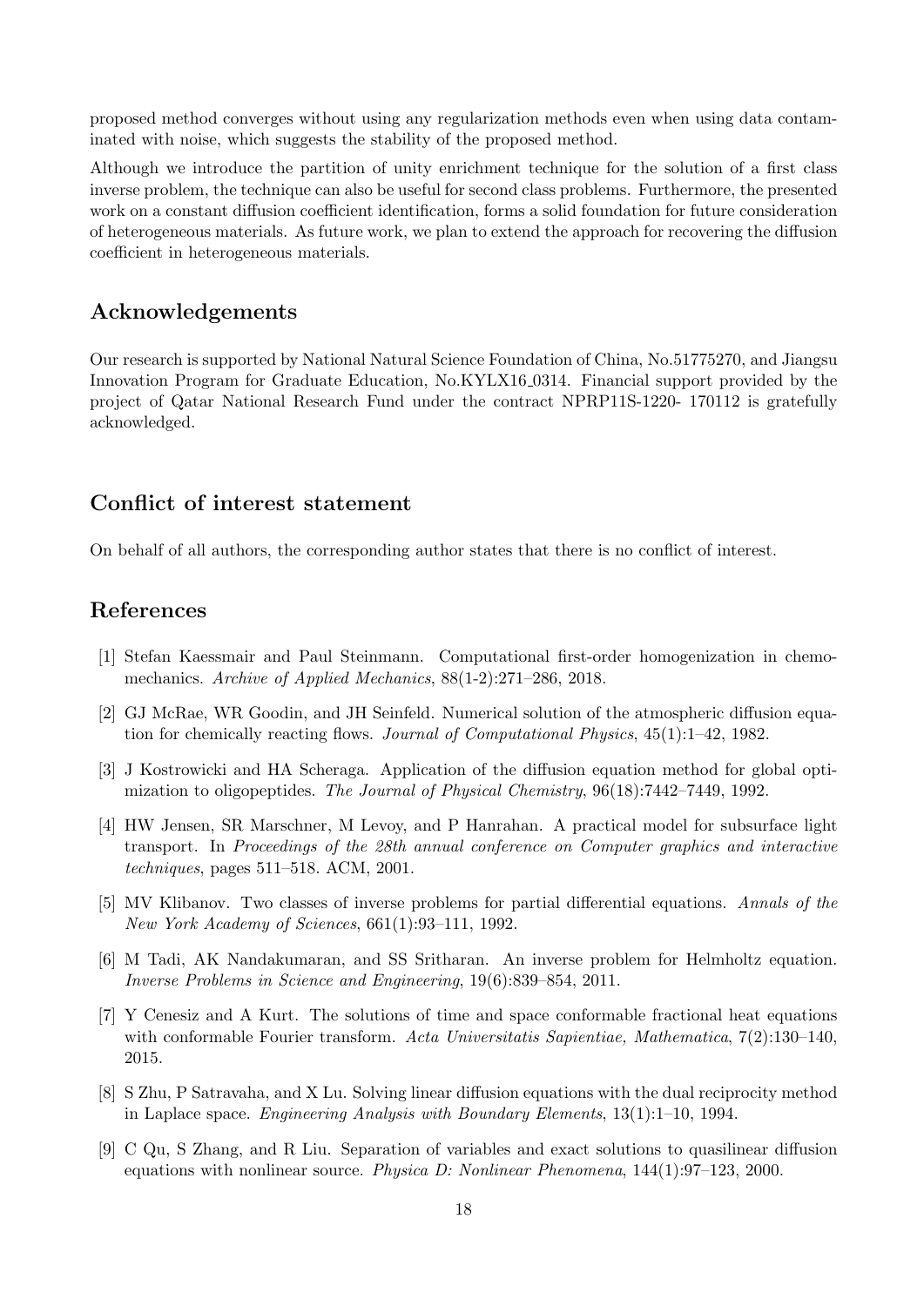proposed method converges without using any regularization methods even when using data contaminated with noise, which suggests the stability of the proposed method.

Although we introduce the partition of unity enrichment technique for the solution of a first class inverse problem, the technique can also be useful for second class problems. Furthermore, the presented work on a constant diffusion coefficient identification, forms a solid foundation for future consideration of heterogeneous materials. As future work, we plan to extend the approach for recovering the diffusion coefficient in heterogeneous materials.

## Acknowledgements

Our research is supported by National Natural Science Foundation of China, No.51775270, and Jiangsu Innovation Program for Graduate Education, No.KYLX16_0314. Financial support provided by the project of Qatar National Research Fund under the contract NPRP11S-1220- 170112 is gratefully acknowledged.

## Conflict of interest statement

On behalf of all authors, the corresponding author states that there is no conflict of interest.

## References

[1] Stefan Kaessmair and Paul Steinmann. Computational first-order homogenization in chemomechanics. *Archive of Applied Mechanics*, 88(1-2):271–286, 2018.

[2] GJ McRae, WR Goodin, and JH Seinfeld. Numerical solution of the atmospheric diffusion equation for chemically reacting flows. *Journal of Computational Physics*, 45(1):1–42, 1982.

[3] J Kostrowicki and HA Scheraga. Application of the diffusion equation method for global optimization to oligopeptides. *The Journal of Physical Chemistry*, 96(18):7442–7449, 1992.

[4] HW Jensen, SR Marschner, M Levoy, and P Hanrahan. A practical model for subsurface light transport. In *Proceedings of the 28th annual conference on Computer graphics and interactive techniques*, pages 511–518. ACM, 2001.

[5] MV Klibanov. Two classes of inverse problems for partial differential equations. *Annals of the New York Academy of Sciences*, 661(1):93–111, 1992.

[6] M Tadi, AK Nandakumaran, and SS Sritharan. An inverse problem for Helmholtz equation. *Inverse Problems in Science and Engineering*, 19(6):839–854, 2011.

[7] Y Cenesiz and A Kurt. The solutions of time and space conformable fractional heat equations with conformable Fourier transform. *Acta Universitatis Sapientiae, Mathematica*, 7(2):130–140, 2015.

[8] S Zhu, P Satravaha, and X Lu. Solving linear diffusion equations with the dual reciprocity method in Laplace space. *Engineering Analysis with Boundary Elements*, 13(1):1–10, 1994.

[9] C Qu, S Zhang, and R Liu. Separation of variables and exact solutions to quasilinear diffusion equations with nonlinear source. *Physica D: Nonlinear Phenomena*, 144(1):97–123, 2000.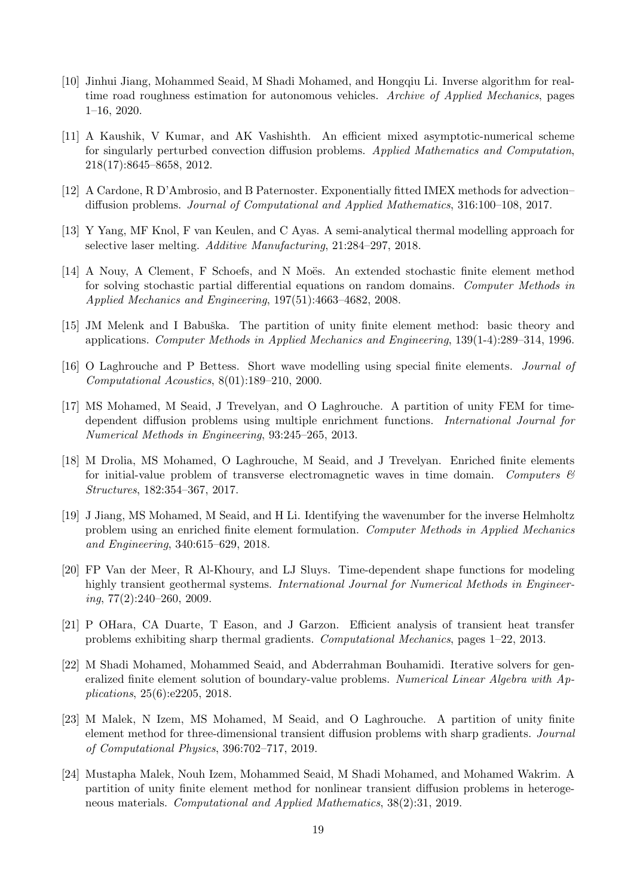[10] Jinhui Jiang, Mohammed Seaid, M Shadi Mohamed, and Hongqiu Li. Inverse algorithm for real-time road roughness estimation for autonomous vehicles. *Archive of Applied Mechanics*, pages 1–16, 2020.

[11] A Kaushik, V Kumar, and AK Vashishth. An efficient mixed asymptotic-numerical scheme for singularly perturbed convection diffusion problems. *Applied Mathematics and Computation*, 218(17):8645–8658, 2012.

[12] A Cardone, R D'Ambrosio, and B Paternoster. Exponentially fitted IMEX methods for advection–diffusion problems. *Journal of Computational and Applied Mathematics*, 316:100–108, 2017.

[13] Y Yang, MF Knol, F van Keulen, and C Ayas. A semi-analytical thermal modelling approach for selective laser melting. *Additive Manufacturing*, 21:284–297, 2018.

[14] A Nouy, A Clement, F Schoefs, and N Moës. An extended stochastic finite element method for solving stochastic partial differential equations on random domains. *Computer Methods in Applied Mechanics and Engineering*, 197(51):4663–4682, 2008.

[15] JM Melenk and I Babuška. The partition of unity finite element method: basic theory and applications. *Computer Methods in Applied Mechanics and Engineering*, 139(1-4):289–314, 1996.

[16] O Laghrouche and P Bettess. Short wave modelling using special finite elements. *Journal of Computational Acoustics*, 8(01):189–210, 2000.

[17] MS Mohamed, M Seaid, J Trevelyan, and O Laghrouche. A partition of unity FEM for time-dependent diffusion problems using multiple enrichment functions. *International Journal for Numerical Methods in Engineering*, 93:245–265, 2013.

[18] M Drolia, MS Mohamed, O Laghrouche, M Seaid, and J Trevelyan. Enriched finite elements for initial-value problem of transverse electromagnetic waves in time domain. *Computers & Structures*, 182:354–367, 2017.

[19] J Jiang, MS Mohamed, M Seaid, and H Li. Identifying the wavenumber for the inverse Helmholtz problem using an enriched finite element formulation. *Computer Methods in Applied Mechanics and Engineering*, 340:615–629, 2018.

[20] FP Van der Meer, R Al-Khoury, and LJ Sluys. Time-dependent shape functions for modeling highly transient geothermal systems. *International Journal for Numerical Methods in Engineering*, 77(2):240–260, 2009.

[21] P OHara, CA Duarte, T Eason, and J Garzon. Efficient analysis of transient heat transfer problems exhibiting sharp thermal gradients. *Computational Mechanics*, pages 1–22, 2013.

[22] M Shadi Mohamed, Mohammed Seaid, and Abderrahman Bouhamidi. Iterative solvers for generalized finite element solution of boundary-value problems. *Numerical Linear Algebra with Applications*, 25(6):e2205, 2018.

[23] M Malek, N Izem, MS Mohamed, M Seaid, and O Laghrouche. A partition of unity finite element method for three-dimensional transient diffusion problems with sharp gradients. *Journal of Computational Physics*, 396:702–717, 2019.

[24] Mustapha Malek, Nouh Izem, Mohammed Seaid, M Shadi Mohamed, and Mohamed Wakrim. A partition of unity finite element method for nonlinear transient diffusion problems in heterogeneous materials. *Computational and Applied Mathematics*, 38(2):31, 2019.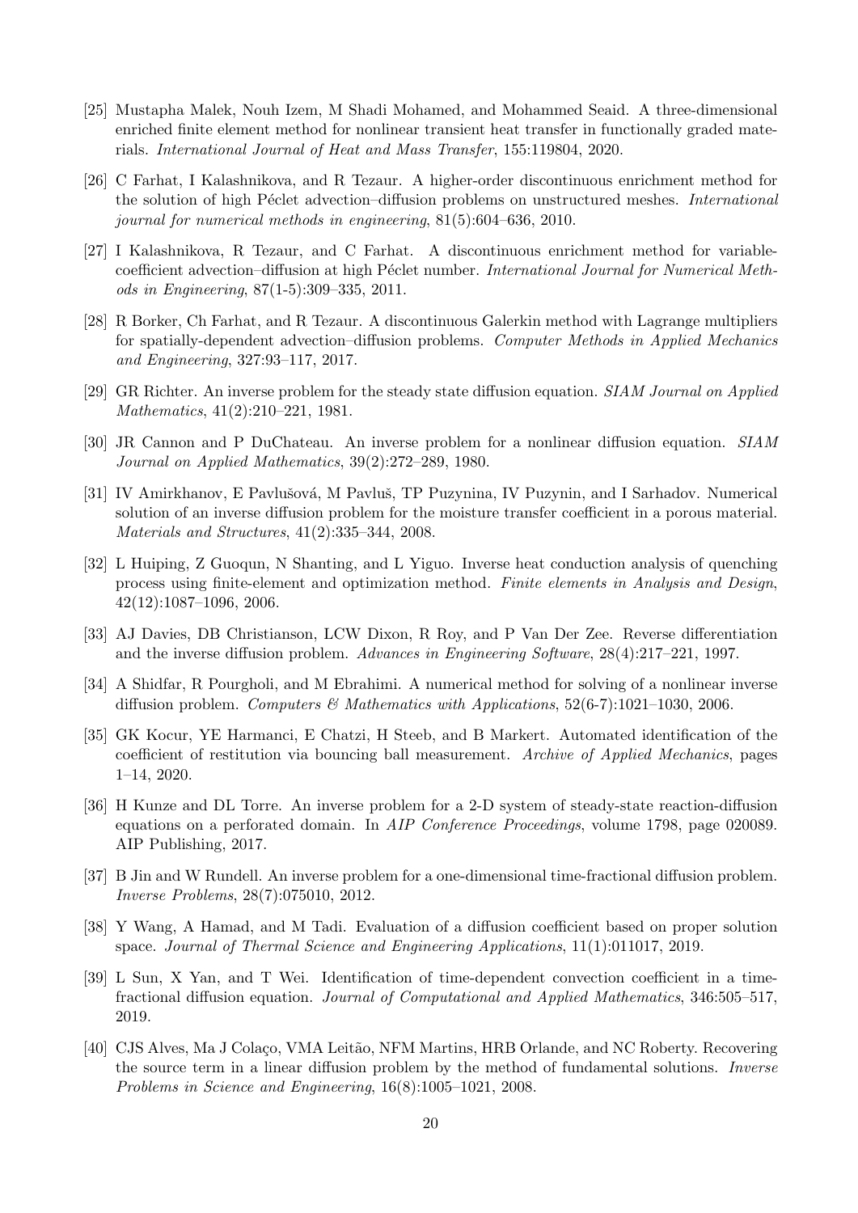[25] Mustapha Malek, Nouh Izem, M Shadi Mohamed, and Mohammed Seaid. A three-dimensional enriched finite element method for nonlinear transient heat transfer in functionally graded materials. *International Journal of Heat and Mass Transfer*, 155:119804, 2020.

[26] C Farhat, I Kalashnikova, and R Tezaur. A higher-order discontinuous enrichment method for the solution of high Péclet advection–diffusion problems on unstructured meshes. *International journal for numerical methods in engineering*, 81(5):604–636, 2010.

[27] I Kalashnikova, R Tezaur, and C Farhat. A discontinuous enrichment method for variable-coefficient advection–diffusion at high Péclet number. *International Journal for Numerical Methods in Engineering*, 87(1-5):309–335, 2011.

[28] R Borker, Ch Farhat, and R Tezaur. A discontinuous Galerkin method with Lagrange multipliers for spatially-dependent advection–diffusion problems. *Computer Methods in Applied Mechanics and Engineering*, 327:93–117, 2017.

[29] GR Richter. An inverse problem for the steady state diffusion equation. *SIAM Journal on Applied Mathematics*, 41(2):210–221, 1981.

[30] JR Cannon and P DuChateau. An inverse problem for a nonlinear diffusion equation. *SIAM Journal on Applied Mathematics*, 39(2):272–289, 1980.

[31] IV Amirkhanov, E Pavlušová, M Pavluš, TP Puzynina, IV Puzynin, and I Sarhadov. Numerical solution of an inverse diffusion problem for the moisture transfer coefficient in a porous material. *Materials and Structures*, 41(2):335–344, 2008.

[32] L Huiping, Z Guoqun, N Shanting, and L Yiguo. Inverse heat conduction analysis of quenching process using finite-element and optimization method. *Finite elements in Analysis and Design*, 42(12):1087–1096, 2006.

[33] AJ Davies, DB Christianson, LCW Dixon, R Roy, and P Van Der Zee. Reverse differentiation and the inverse diffusion problem. *Advances in Engineering Software*, 28(4):217–221, 1997.

[34] A Shidfar, R Pourgholi, and M Ebrahimi. A numerical method for solving of a nonlinear inverse diffusion problem. *Computers & Mathematics with Applications*, 52(6-7):1021–1030, 2006.

[35] GK Kocur, YE Harmanci, E Chatzi, H Steeb, and B Markert. Automated identification of the coefficient of restitution via bouncing ball measurement. *Archive of Applied Mechanics*, pages 1–14, 2020.

[36] H Kunze and DL Torre. An inverse problem for a 2-D system of steady-state reaction-diffusion equations on a perforated domain. In *AIP Conference Proceedings*, volume 1798, page 020089. AIP Publishing, 2017.

[37] B Jin and W Rundell. An inverse problem for a one-dimensional time-fractional diffusion problem. *Inverse Problems*, 28(7):075010, 2012.

[38] Y Wang, A Hamad, and M Tadi. Evaluation of a diffusion coefficient based on proper solution space. *Journal of Thermal Science and Engineering Applications*, 11(1):011017, 2019.

[39] L Sun, X Yan, and T Wei. Identification of time-dependent convection coefficient in a time-fractional diffusion equation. *Journal of Computational and Applied Mathematics*, 346:505–517, 2019.

[40] CJS Alves, Ma J Colaço, VMA Leitão, NFM Martins, HRB Orlande, and NC Roberty. Recovering the source term in a linear diffusion problem by the method of fundamental solutions. *Inverse Problems in Science and Engineering*, 16(8):1005–1021, 2008.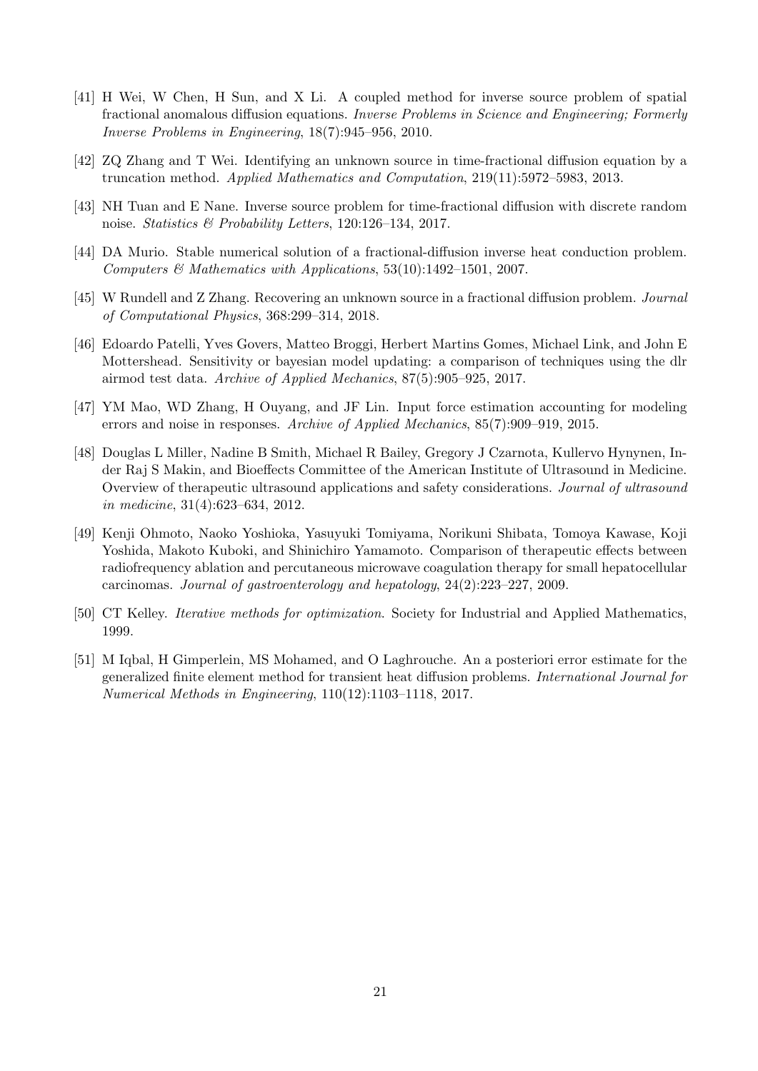[41] H Wei, W Chen, H Sun, and X Li. A coupled method for inverse source problem of spatial fractional anomalous diffusion equations. *Inverse Problems in Science and Engineering; Formerly Inverse Problems in Engineering*, 18(7):945–956, 2010.

[42] ZQ Zhang and T Wei. Identifying an unknown source in time-fractional diffusion equation by a truncation method. *Applied Mathematics and Computation*, 219(11):5972–5983, 2013.

[43] NH Tuan and E Nane. Inverse source problem for time-fractional diffusion with discrete random noise. *Statistics & Probability Letters*, 120:126–134, 2017.

[44] DA Murio. Stable numerical solution of a fractional-diffusion inverse heat conduction problem. *Computers & Mathematics with Applications*, 53(10):1492–1501, 2007.

[45] W Rundell and Z Zhang. Recovering an unknown source in a fractional diffusion problem. *Journal of Computational Physics*, 368:299–314, 2018.

[46] Edoardo Patelli, Yves Govers, Matteo Broggi, Herbert Martins Gomes, Michael Link, and John E Mottershead. Sensitivity or bayesian model updating: a comparison of techniques using the dlr airmod test data. *Archive of Applied Mechanics*, 87(5):905–925, 2017.

[47] YM Mao, WD Zhang, H Ouyang, and JF Lin. Input force estimation accounting for modeling errors and noise in responses. *Archive of Applied Mechanics*, 85(7):909–919, 2015.

[48] Douglas L Miller, Nadine B Smith, Michael R Bailey, Gregory J Czarnota, Kullervo Hynynen, Inder Raj S Makin, and Bioeffects Committee of the American Institute of Ultrasound in Medicine. Overview of therapeutic ultrasound applications and safety considerations. *Journal of ultrasound in medicine*, 31(4):623–634, 2012.

[49] Kenji Ohmoto, Naoko Yoshioka, Yasuyuki Tomiyama, Norikuni Shibata, Tomoya Kawase, Koji Yoshida, Makoto Kuboki, and Shinichiro Yamamoto. Comparison of therapeutic effects between radiofrequency ablation and percutaneous microwave coagulation therapy for small hepatocellular carcinomas. *Journal of gastroenterology and hepatology*, 24(2):223–227, 2009.

[50] CT Kelley. *Iterative methods for optimization*. Society for Industrial and Applied Mathematics, 1999.

[51] M Iqbal, H Gimperlein, MS Mohamed, and O Laghrouche. An a posteriori error estimate for the generalized finite element method for transient heat diffusion problems. *International Journal for Numerical Methods in Engineering*, 110(12):1103–1118, 2017.